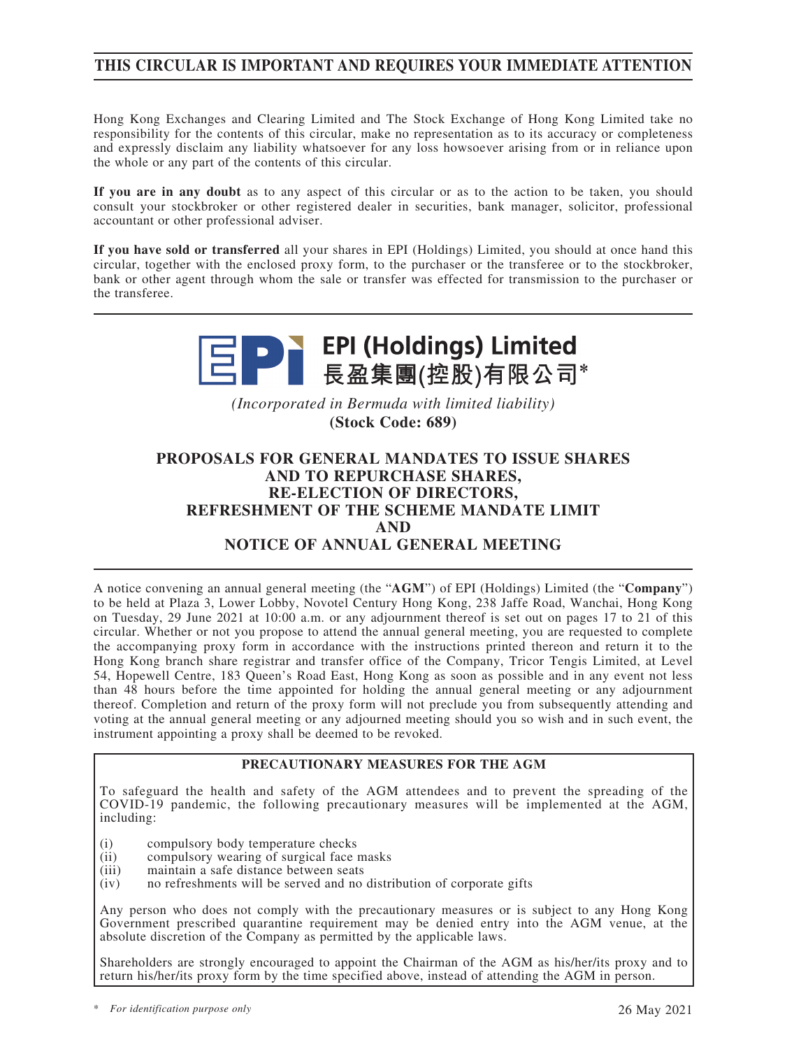**THIS CIRCULAR IS IMPORTANT AND REQUIRES YOUR IMMEDIATE ATTENTION**

Hong Kong Exchanges and Clearing Limited and The Stock Exchange of Hong Kong Limited take no responsibility for the contents of this circular, make no representation as to its accuracy or completeness and expressly disclaim any liability whatsoever for any loss howsoever arising from or in reliance upon the whole or any part of the contents of this circular.

**If you are in any doubt** as to any aspect of this circular or as to the action to be taken, you should consult your stockbroker or other registered dealer in securities, bank manager, solicitor, professional accountant or other professional adviser.

**If you have sold or transferred** all your shares in EPI (Holdings) Limited, you should at once hand this circular, together with the enclosed proxy form, to the purchaser or the transferee or to the stockbroker, bank or other agent through whom the sale or transfer was effected for transmission to the purchaser or the transferee.

**EPI (Holdings) Limited**
**長盈集團(控股)有限公司***

*(Incorporated in Bermuda with limited liability)*
**(Stock Code: 689)**

# PROPOSALS FOR GENERAL MANDATES TO ISSUE SHARES AND TO REPURCHASE SHARES, RE-ELECTION OF DIRECTORS, REFRESHMENT OF THE SCHEME MANDATE LIMIT AND NOTICE OF ANNUAL GENERAL MEETING

A notice convening an annual general meeting (the "**AGM**") of EPI (Holdings) Limited (the "**Company**") to be held at Plaza 3, Lower Lobby, Novotel Century Hong Kong, 238 Jaffe Road, Wanchai, Hong Kong on Tuesday, 29 June 2021 at 10:00 a.m. or any adjournment thereof is set out on pages 17 to 21 of this circular. Whether or not you propose to attend the annual general meeting, you are requested to complete the accompanying proxy form in accordance with the instructions printed thereon and return it to the Hong Kong branch share registrar and transfer office of the Company, Tricor Tengis Limited, at Level 54, Hopewell Centre, 183 Queen's Road East, Hong Kong as soon as possible and in any event not less than 48 hours before the time appointed for holding the annual general meeting or any adjournment thereof. Completion and return of the proxy form will not preclude you from subsequently attending and voting at the annual general meeting or any adjourned meeting should you so wish and in such event, the instrument appointing a proxy shall be deemed to be revoked.

**PRECAUTIONARY MEASURES FOR THE AGM**

To safeguard the health and safety of the AGM attendees and to prevent the spreading of the COVID-19 pandemic, the following precautionary measures will be implemented at the AGM, including:

(i) compulsory body temperature checks
(ii) compulsory wearing of surgical face masks
(iii) maintain a safe distance between seats
(iv) no refreshments will be served and no distribution of corporate gifts

Any person who does not comply with the precautionary measures or is subject to any Hong Kong Government prescribed quarantine requirement may be denied entry into the AGM venue, at the absolute discretion of the Company as permitted by the applicable laws.

Shareholders are strongly encouraged to appoint the Chairman of the AGM as his/her/its proxy and to return his/her/its proxy form by the time specified above, instead of attending the AGM in person.

\* *For identification purpose only*

26 May 2021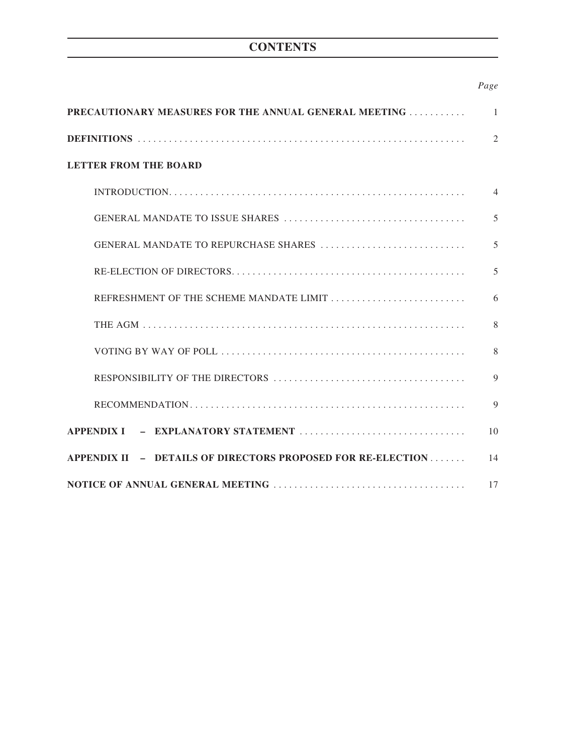# CONTENTS

| | *Page* |
|---|---|
| **PRECAUTIONARY MEASURES FOR THE ANNUAL GENERAL MEETING** | 1 |
| **DEFINITIONS** | 2 |
| **LETTER FROM THE BOARD** | |
| INTRODUCTION | 4 |
| GENERAL MANDATE TO ISSUE SHARES | 5 |
| GENERAL MANDATE TO REPURCHASE SHARES | 5 |
| RE-ELECTION OF DIRECTORS | 5 |
| REFRESHMENT OF THE SCHEME MANDATE LIMIT | 6 |
| THE AGM | 8 |
| VOTING BY WAY OF POLL | 8 |
| RESPONSIBILITY OF THE DIRECTORS | 9 |
| RECOMMENDATION | 9 |
| **APPENDIX I – EXPLANATORY STATEMENT** | 10 |
| **APPENDIX II – DETAILS OF DIRECTORS PROPOSED FOR RE-ELECTION** | 14 |
| **NOTICE OF ANNUAL GENERAL MEETING** | 17 |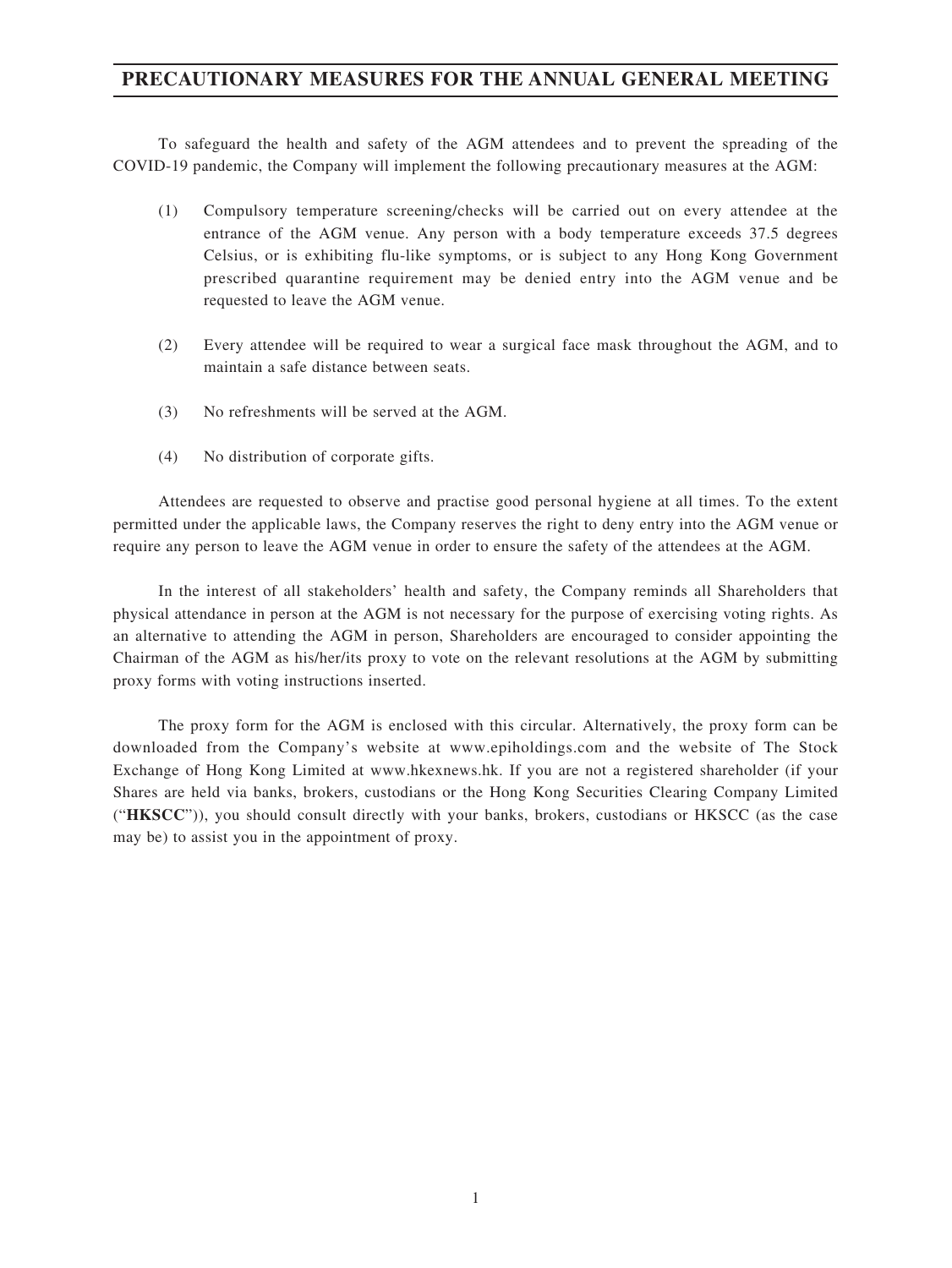# PRECAUTIONARY MEASURES FOR THE ANNUAL GENERAL MEETING

To safeguard the health and safety of the AGM attendees and to prevent the spreading of the COVID-19 pandemic, the Company will implement the following precautionary measures at the AGM:

(1) Compulsory temperature screening/checks will be carried out on every attendee at the entrance of the AGM venue. Any person with a body temperature exceeds 37.5 degrees Celsius, or is exhibiting flu-like symptoms, or is subject to any Hong Kong Government prescribed quarantine requirement may be denied entry into the AGM venue and be requested to leave the AGM venue.

(2) Every attendee will be required to wear a surgical face mask throughout the AGM, and to maintain a safe distance between seats.

(3) No refreshments will be served at the AGM.

(4) No distribution of corporate gifts.

Attendees are requested to observe and practise good personal hygiene at all times. To the extent permitted under the applicable laws, the Company reserves the right to deny entry into the AGM venue or require any person to leave the AGM venue in order to ensure the safety of the attendees at the AGM.

In the interest of all stakeholders' health and safety, the Company reminds all Shareholders that physical attendance in person at the AGM is not necessary for the purpose of exercising voting rights. As an alternative to attending the AGM in person, Shareholders are encouraged to consider appointing the Chairman of the AGM as his/her/its proxy to vote on the relevant resolutions at the AGM by submitting proxy forms with voting instructions inserted.

The proxy form for the AGM is enclosed with this circular. Alternatively, the proxy form can be downloaded from the Company's website at www.epiholdings.com and the website of The Stock Exchange of Hong Kong Limited at www.hkexnews.hk. If you are not a registered shareholder (if your Shares are held via banks, brokers, custodians or the Hong Kong Securities Clearing Company Limited ("**HKSCC**")), you should consult directly with your banks, brokers, custodians or HKSCC (as the case may be) to assist you in the appointment of proxy.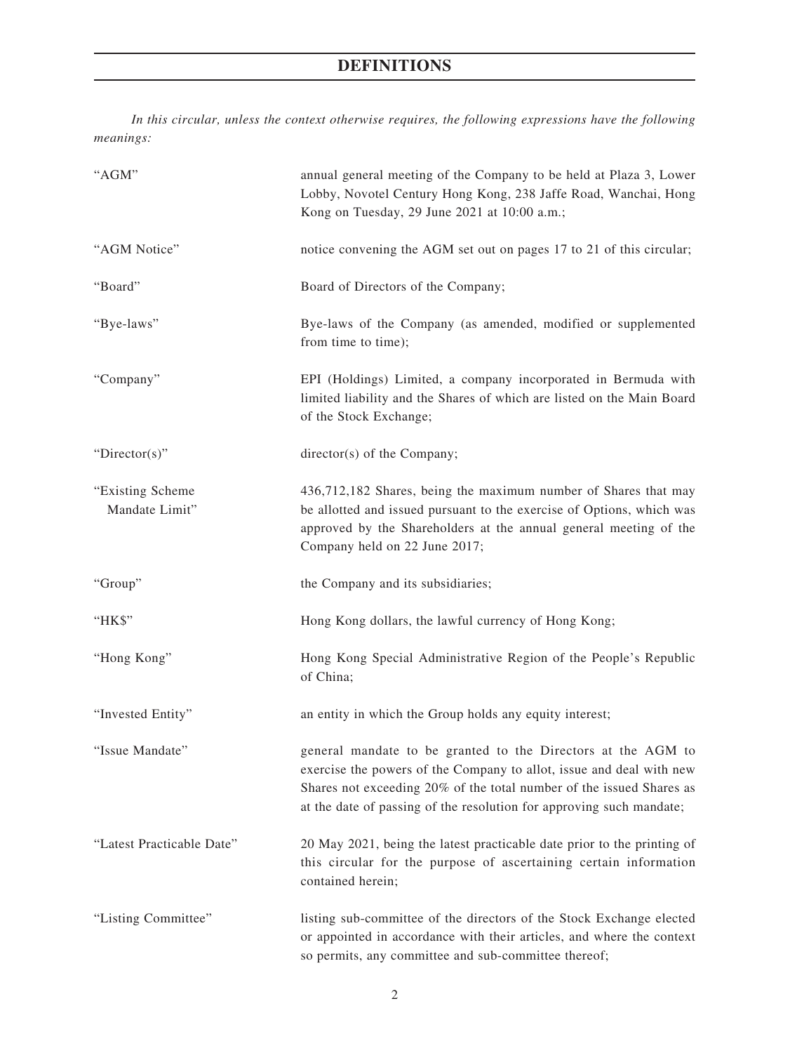# DEFINITIONS

*In this circular, unless the context otherwise requires, the following expressions have the following meanings:*

| | |
|---|---|
| "AGM" | annual general meeting of the Company to be held at Plaza 3, Lower Lobby, Novotel Century Hong Kong, 238 Jaffe Road, Wanchai, Hong Kong on Tuesday, 29 June 2021 at 10:00 a.m.; |
| "AGM Notice" | notice convening the AGM set out on pages 17 to 21 of this circular; |
| "Board" | Board of Directors of the Company; |
| "Bye-laws" | Bye-laws of the Company (as amended, modified or supplemented from time to time); |
| "Company" | EPI (Holdings) Limited, a company incorporated in Bermuda with limited liability and the Shares of which are listed on the Main Board of the Stock Exchange; |
| "Director(s)" | director(s) of the Company; |
| "Existing Scheme Mandate Limit" | 436,712,182 Shares, being the maximum number of Shares that may be allotted and issued pursuant to the exercise of Options, which was approved by the Shareholders at the annual general meeting of the Company held on 22 June 2017; |
| "Group" | the Company and its subsidiaries; |
| "HK$" | Hong Kong dollars, the lawful currency of Hong Kong; |
| "Hong Kong" | Hong Kong Special Administrative Region of the People's Republic of China; |
| "Invested Entity" | an entity in which the Group holds any equity interest; |
| "Issue Mandate" | general mandate to be granted to the Directors at the AGM to exercise the powers of the Company to allot, issue and deal with new Shares not exceeding 20% of the total number of the issued Shares as at the date of passing of the resolution for approving such mandate; |
| "Latest Practicable Date" | 20 May 2021, being the latest practicable date prior to the printing of this circular for the purpose of ascertaining certain information contained herein; |
| "Listing Committee" | listing sub-committee of the directors of the Stock Exchange elected or appointed in accordance with their articles, and where the context so permits, any committee and sub-committee thereof; |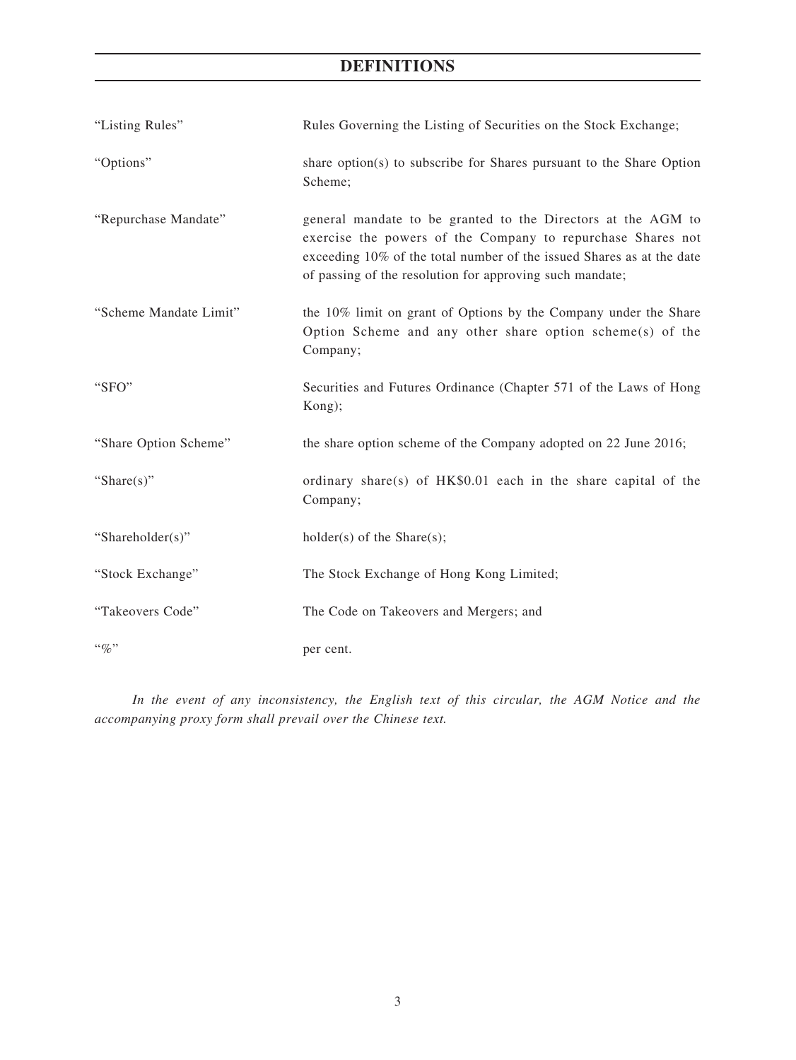# DEFINITIONS

| | |
|---|---|
| "Listing Rules" | Rules Governing the Listing of Securities on the Stock Exchange; |
| "Options" | share option(s) to subscribe for Shares pursuant to the Share Option Scheme; |
| "Repurchase Mandate" | general mandate to be granted to the Directors at the AGM to exercise the powers of the Company to repurchase Shares not exceeding 10% of the total number of the issued Shares as at the date of passing of the resolution for approving such mandate; |
| "Scheme Mandate Limit" | the 10% limit on grant of Options by the Company under the Share Option Scheme and any other share option scheme(s) of the Company; |
| "SFO" | Securities and Futures Ordinance (Chapter 571 of the Laws of Hong Kong); |
| "Share Option Scheme" | the share option scheme of the Company adopted on 22 June 2016; |
| "Share(s)" | ordinary share(s) of HK$0.01 each in the share capital of the Company; |
| "Shareholder(s)" | holder(s) of the Share(s); |
| "Stock Exchange" | The Stock Exchange of Hong Kong Limited; |
| "Takeovers Code" | The Code on Takeovers and Mergers; and |
| "%" | per cent. |

*In the event of any inconsistency, the English text of this circular, the AGM Notice and the accompanying proxy form shall prevail over the Chinese text.*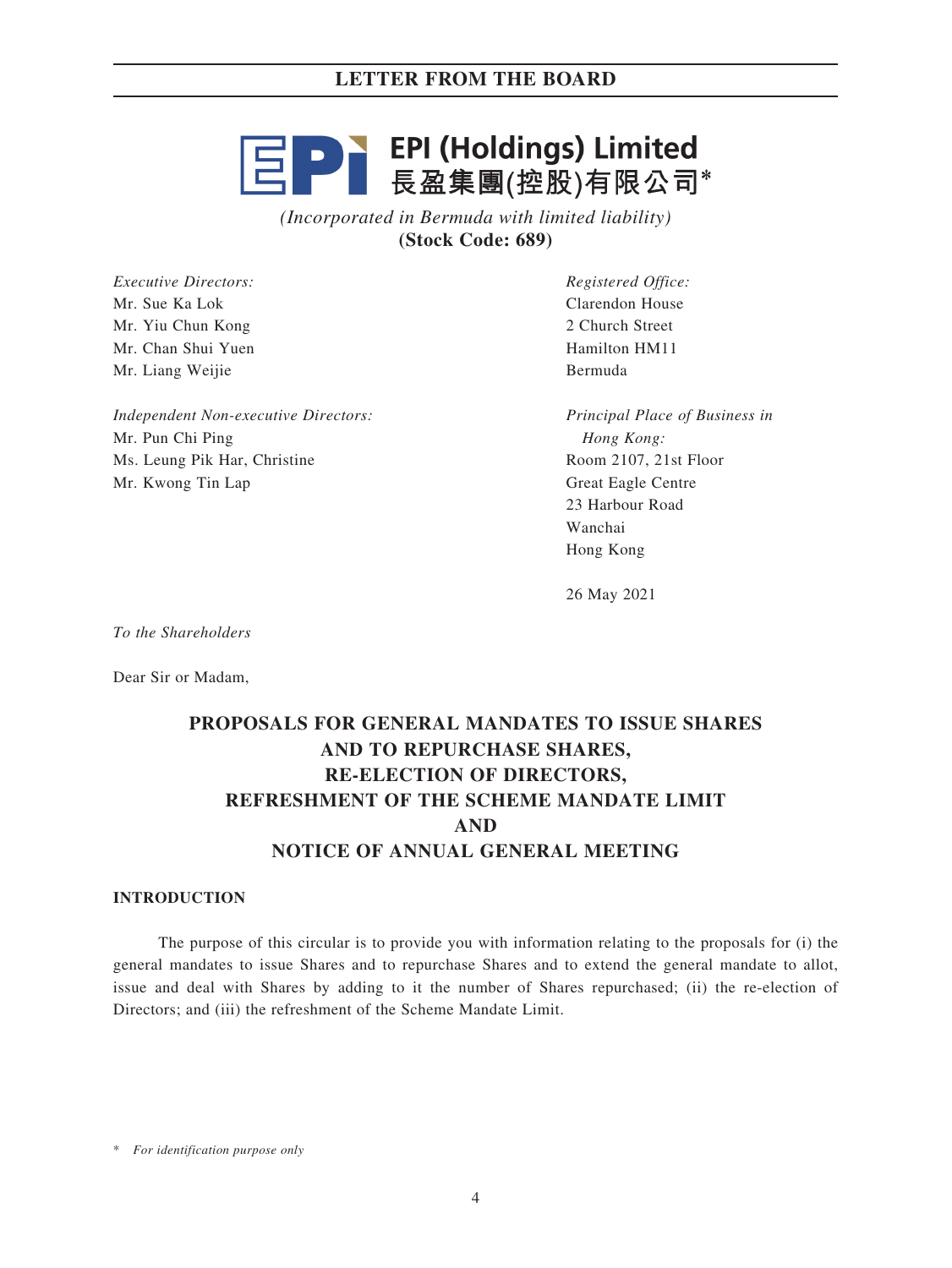# LETTER FROM THE BOARD

**EPI (Holdings) Limited**
**長盈集團(控股)有限公司***

*(Incorporated in Bermuda with limited liability)*
**(Stock Code: 689)**

*Executive Directors:*
Mr. Sue Ka Lok
Mr. Yiu Chun Kong
Mr. Chan Shui Yuen
Mr. Liang Weijie

*Independent Non-executive Directors:*
Mr. Pun Chi Ping
Ms. Leung Pik Har, Christine
Mr. Kwong Tin Lap

*Registered Office:*
Clarendon House
2 Church Street
Hamilton HM11
Bermuda

*Principal Place of Business in Hong Kong:*
Room 2107, 21st Floor
Great Eagle Centre
23 Harbour Road
Wanchai
Hong Kong

26 May 2021

*To the Shareholders*

Dear Sir or Madam,

## PROPOSALS FOR GENERAL MANDATES TO ISSUE SHARES AND TO REPURCHASE SHARES, RE-ELECTION OF DIRECTORS, REFRESHMENT OF THE SCHEME MANDATE LIMIT AND NOTICE OF ANNUAL GENERAL MEETING

### INTRODUCTION

The purpose of this circular is to provide you with information relating to the proposals for (i) the general mandates to issue Shares and to repurchase Shares and to extend the general mandate to allot, issue and deal with Shares by adding to it the number of Shares repurchased; (ii) the re-election of Directors; and (iii) the refreshment of the Scheme Mandate Limit.

\* *For identification purpose only*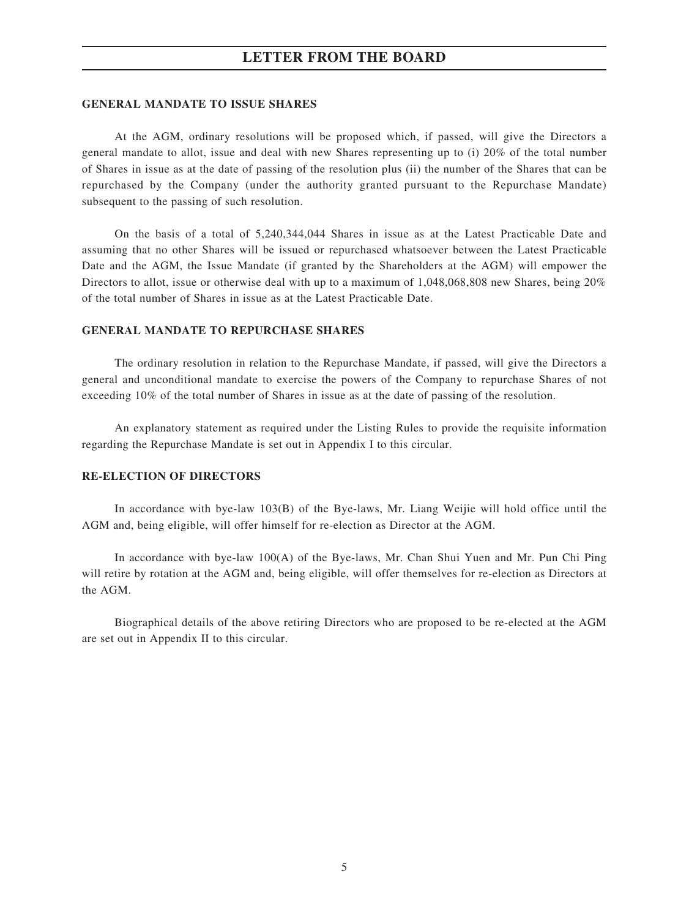## GENERAL MANDATE TO ISSUE SHARES

At the AGM, ordinary resolutions will be proposed which, if passed, will give the Directors a general mandate to allot, issue and deal with new Shares representing up to (i) 20% of the total number of Shares in issue as at the date of passing of the resolution plus (ii) the number of the Shares that can be repurchased by the Company (under the authority granted pursuant to the Repurchase Mandate) subsequent to the passing of such resolution.

On the basis of a total of 5,240,344,044 Shares in issue as at the Latest Practicable Date and assuming that no other Shares will be issued or repurchased whatsoever between the Latest Practicable Date and the AGM, the Issue Mandate (if granted by the Shareholders at the AGM) will empower the Directors to allot, issue or otherwise deal with up to a maximum of 1,048,068,808 new Shares, being 20% of the total number of Shares in issue as at the Latest Practicable Date.

## GENERAL MANDATE TO REPURCHASE SHARES

The ordinary resolution in relation to the Repurchase Mandate, if passed, will give the Directors a general and unconditional mandate to exercise the powers of the Company to repurchase Shares of not exceeding 10% of the total number of Shares in issue as at the date of passing of the resolution.

An explanatory statement as required under the Listing Rules to provide the requisite information regarding the Repurchase Mandate is set out in Appendix I to this circular.

## RE-ELECTION OF DIRECTORS

In accordance with bye-law 103(B) of the Bye-laws, Mr. Liang Weijie will hold office until the AGM and, being eligible, will offer himself for re-election as Director at the AGM.

In accordance with bye-law 100(A) of the Bye-laws, Mr. Chan Shui Yuen and Mr. Pun Chi Ping will retire by rotation at the AGM and, being eligible, will offer themselves for re-election as Directors at the AGM.

Biographical details of the above retiring Directors who are proposed to be re-elected at the AGM are set out in Appendix II to this circular.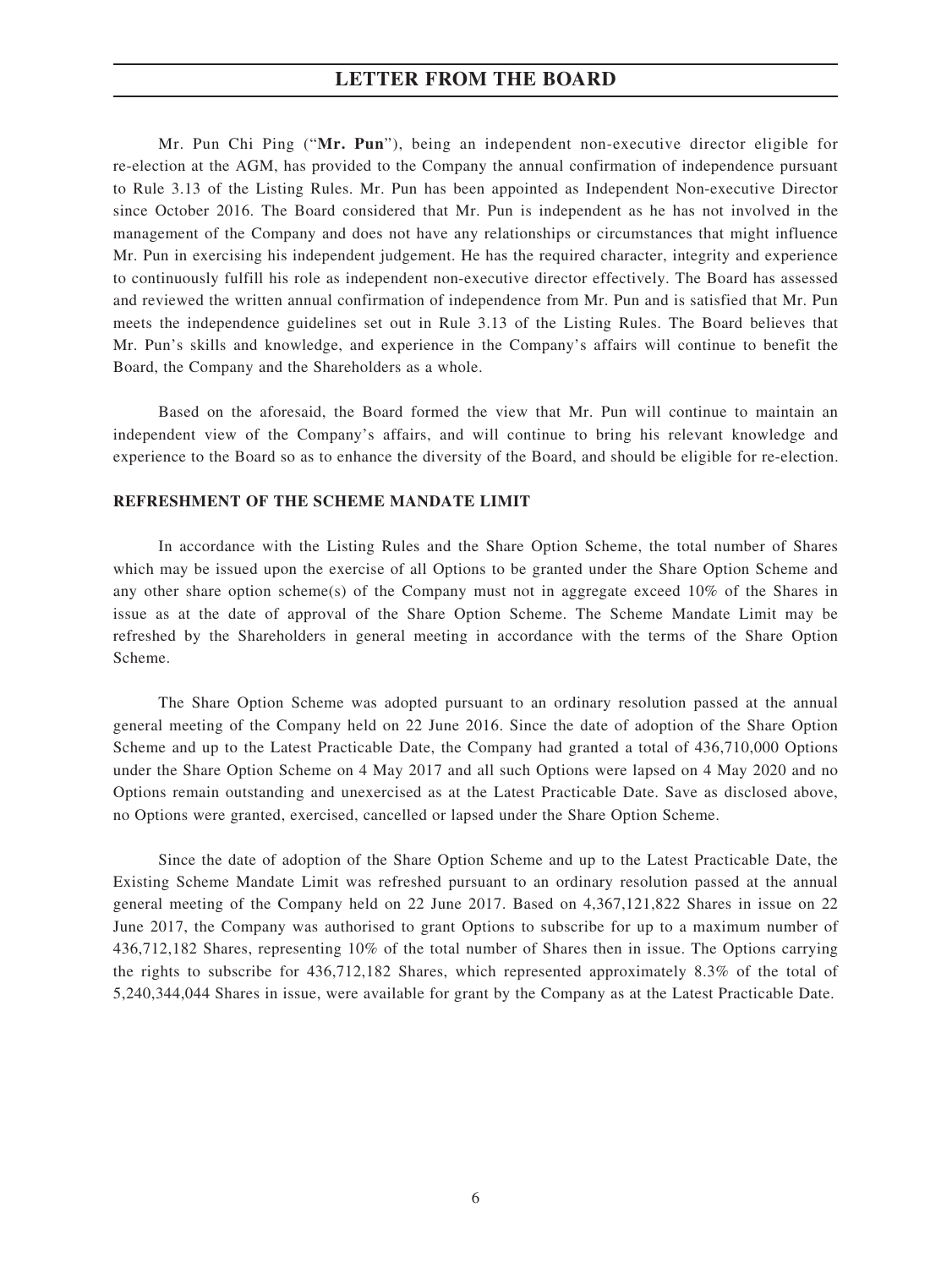Mr. Pun Chi Ping ("**Mr. Pun**"), being an independent non-executive director eligible for re-election at the AGM, has provided to the Company the annual confirmation of independence pursuant to Rule 3.13 of the Listing Rules. Mr. Pun has been appointed as Independent Non-executive Director since October 2016. The Board considered that Mr. Pun is independent as he has not involved in the management of the Company and does not have any relationships or circumstances that might influence Mr. Pun in exercising his independent judgement. He has the required character, integrity and experience to continuously fulfill his role as independent non-executive director effectively. The Board has assessed and reviewed the written annual confirmation of independence from Mr. Pun and is satisfied that Mr. Pun meets the independence guidelines set out in Rule 3.13 of the Listing Rules. The Board believes that Mr. Pun's skills and knowledge, and experience in the Company's affairs will continue to benefit the Board, the Company and the Shareholders as a whole.

Based on the aforesaid, the Board formed the view that Mr. Pun will continue to maintain an independent view of the Company's affairs, and will continue to bring his relevant knowledge and experience to the Board so as to enhance the diversity of the Board, and should be eligible for re-election.

## REFRESHMENT OF THE SCHEME MANDATE LIMIT

In accordance with the Listing Rules and the Share Option Scheme, the total number of Shares which may be issued upon the exercise of all Options to be granted under the Share Option Scheme and any other share option scheme(s) of the Company must not in aggregate exceed 10% of the Shares in issue as at the date of approval of the Share Option Scheme. The Scheme Mandate Limit may be refreshed by the Shareholders in general meeting in accordance with the terms of the Share Option Scheme.

The Share Option Scheme was adopted pursuant to an ordinary resolution passed at the annual general meeting of the Company held on 22 June 2016. Since the date of adoption of the Share Option Scheme and up to the Latest Practicable Date, the Company had granted a total of 436,710,000 Options under the Share Option Scheme on 4 May 2017 and all such Options were lapsed on 4 May 2020 and no Options remain outstanding and unexercised as at the Latest Practicable Date. Save as disclosed above, no Options were granted, exercised, cancelled or lapsed under the Share Option Scheme.

Since the date of adoption of the Share Option Scheme and up to the Latest Practicable Date, the Existing Scheme Mandate Limit was refreshed pursuant to an ordinary resolution passed at the annual general meeting of the Company held on 22 June 2017. Based on 4,367,121,822 Shares in issue on 22 June 2017, the Company was authorised to grant Options to subscribe for up to a maximum number of 436,712,182 Shares, representing 10% of the total number of Shares then in issue. The Options carrying the rights to subscribe for 436,712,182 Shares, which represented approximately 8.3% of the total of 5,240,344,044 Shares in issue, were available for grant by the Company as at the Latest Practicable Date.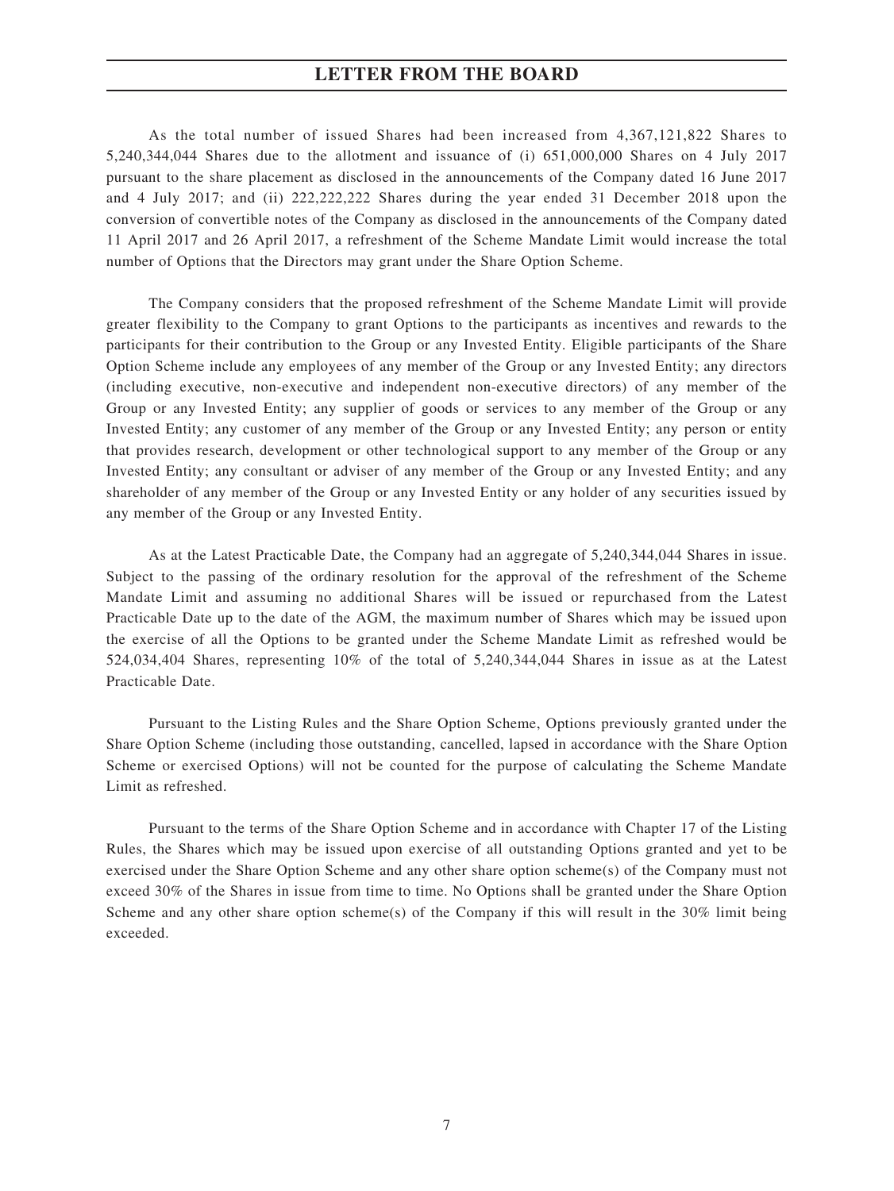As the total number of issued Shares had been increased from 4,367,121,822 Shares to 5,240,344,044 Shares due to the allotment and issuance of (i) 651,000,000 Shares on 4 July 2017 pursuant to the share placement as disclosed in the announcements of the Company dated 16 June 2017 and 4 July 2017; and (ii) 222,222,222 Shares during the year ended 31 December 2018 upon the conversion of convertible notes of the Company as disclosed in the announcements of the Company dated 11 April 2017 and 26 April 2017, a refreshment of the Scheme Mandate Limit would increase the total number of Options that the Directors may grant under the Share Option Scheme.

The Company considers that the proposed refreshment of the Scheme Mandate Limit will provide greater flexibility to the Company to grant Options to the participants as incentives and rewards to the participants for their contribution to the Group or any Invested Entity. Eligible participants of the Share Option Scheme include any employees of any member of the Group or any Invested Entity; any directors (including executive, non-executive and independent non-executive directors) of any member of the Group or any Invested Entity; any supplier of goods or services to any member of the Group or any Invested Entity; any customer of any member of the Group or any Invested Entity; any person or entity that provides research, development or other technological support to any member of the Group or any Invested Entity; any consultant or adviser of any member of the Group or any Invested Entity; and any shareholder of any member of the Group or any Invested Entity or any holder of any securities issued by any member of the Group or any Invested Entity.

As at the Latest Practicable Date, the Company had an aggregate of 5,240,344,044 Shares in issue. Subject to the passing of the ordinary resolution for the approval of the refreshment of the Scheme Mandate Limit and assuming no additional Shares will be issued or repurchased from the Latest Practicable Date up to the date of the AGM, the maximum number of Shares which may be issued upon the exercise of all the Options to be granted under the Scheme Mandate Limit as refreshed would be 524,034,404 Shares, representing 10% of the total of 5,240,344,044 Shares in issue as at the Latest Practicable Date.

Pursuant to the Listing Rules and the Share Option Scheme, Options previously granted under the Share Option Scheme (including those outstanding, cancelled, lapsed in accordance with the Share Option Scheme or exercised Options) will not be counted for the purpose of calculating the Scheme Mandate Limit as refreshed.

Pursuant to the terms of the Share Option Scheme and in accordance with Chapter 17 of the Listing Rules, the Shares which may be issued upon exercise of all outstanding Options granted and yet to be exercised under the Share Option Scheme and any other share option scheme(s) of the Company must not exceed 30% of the Shares in issue from time to time. No Options shall be granted under the Share Option Scheme and any other share option scheme(s) of the Company if this will result in the 30% limit being exceeded.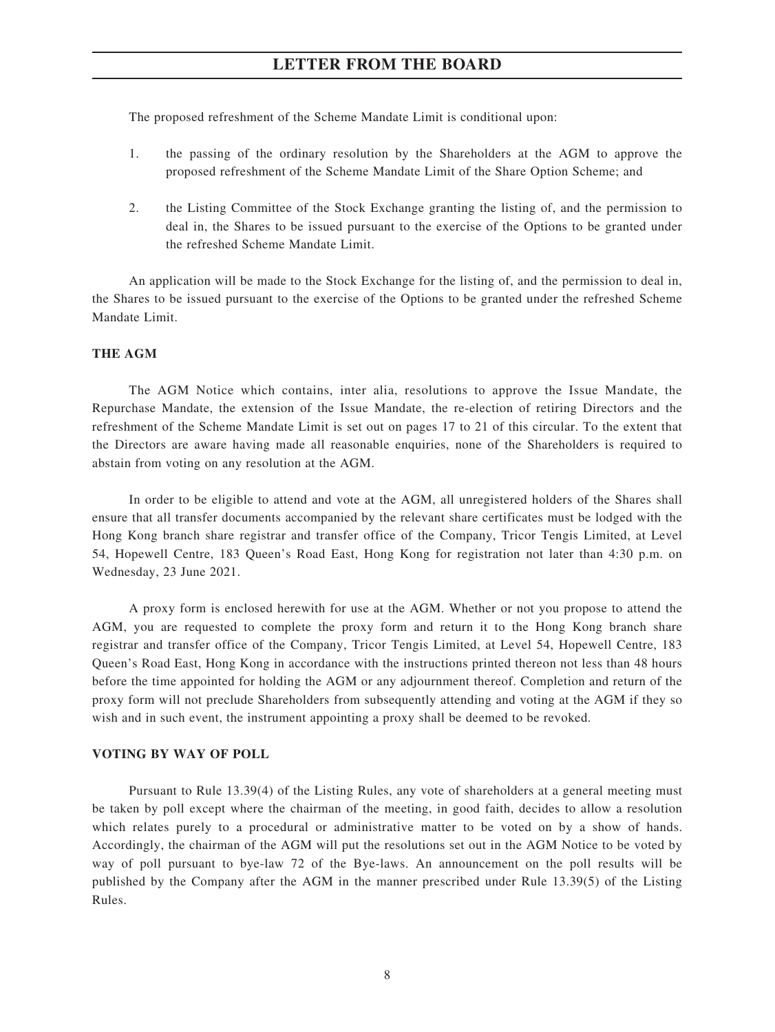The proposed refreshment of the Scheme Mandate Limit is conditional upon:

1. the passing of the ordinary resolution by the Shareholders at the AGM to approve the proposed refreshment of the Scheme Mandate Limit of the Share Option Scheme; and

2. the Listing Committee of the Stock Exchange granting the listing of, and the permission to deal in, the Shares to be issued pursuant to the exercise of the Options to be granted under the refreshed Scheme Mandate Limit.

An application will be made to the Stock Exchange for the listing of, and the permission to deal in, the Shares to be issued pursuant to the exercise of the Options to be granted under the refreshed Scheme Mandate Limit.

**THE AGM**

The AGM Notice which contains, inter alia, resolutions to approve the Issue Mandate, the Repurchase Mandate, the extension of the Issue Mandate, the re-election of retiring Directors and the refreshment of the Scheme Mandate Limit is set out on pages 17 to 21 of this circular. To the extent that the Directors are aware having made all reasonable enquiries, none of the Shareholders is required to abstain from voting on any resolution at the AGM.

In order to be eligible to attend and vote at the AGM, all unregistered holders of the Shares shall ensure that all transfer documents accompanied by the relevant share certificates must be lodged with the Hong Kong branch share registrar and transfer office of the Company, Tricor Tengis Limited, at Level 54, Hopewell Centre, 183 Queen's Road East, Hong Kong for registration not later than 4:30 p.m. on Wednesday, 23 June 2021.

A proxy form is enclosed herewith for use at the AGM. Whether or not you propose to attend the AGM, you are requested to complete the proxy form and return it to the Hong Kong branch share registrar and transfer office of the Company, Tricor Tengis Limited, at Level 54, Hopewell Centre, 183 Queen's Road East, Hong Kong in accordance with the instructions printed thereon not less than 48 hours before the time appointed for holding the AGM or any adjournment thereof. Completion and return of the proxy form will not preclude Shareholders from subsequently attending and voting at the AGM if they so wish and in such event, the instrument appointing a proxy shall be deemed to be revoked.

**VOTING BY WAY OF POLL**

Pursuant to Rule 13.39(4) of the Listing Rules, any vote of shareholders at a general meeting must be taken by poll except where the chairman of the meeting, in good faith, decides to allow a resolution which relates purely to a procedural or administrative matter to be voted on by a show of hands. Accordingly, the chairman of the AGM will put the resolutions set out in the AGM Notice to be voted by way of poll pursuant to bye-law 72 of the Bye-laws. An announcement on the poll results will be published by the Company after the AGM in the manner prescribed under Rule 13.39(5) of the Listing Rules.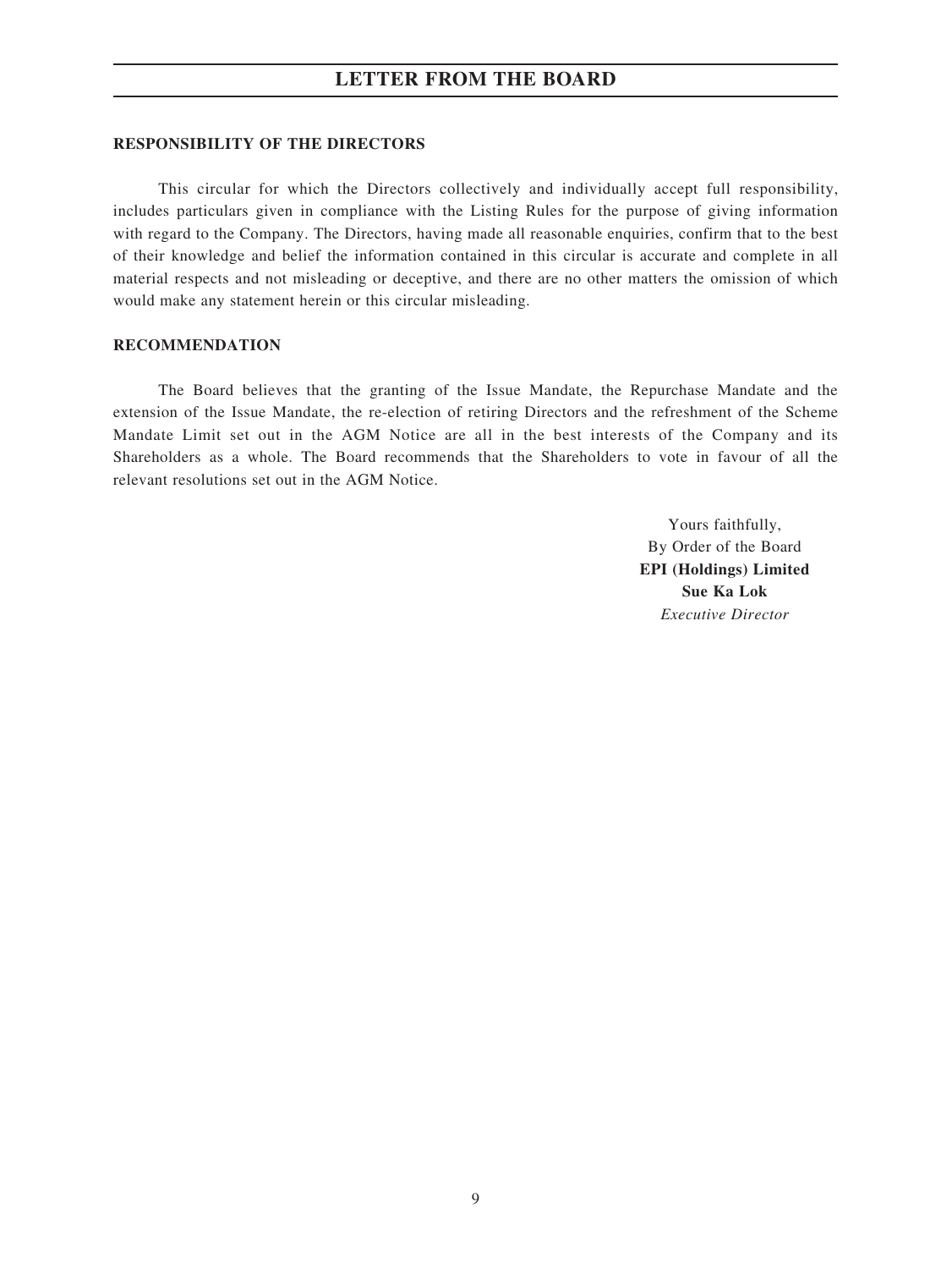## RESPONSIBILITY OF THE DIRECTORS

This circular for which the Directors collectively and individually accept full responsibility, includes particulars given in compliance with the Listing Rules for the purpose of giving information with regard to the Company. The Directors, having made all reasonable enquiries, confirm that to the best of their knowledge and belief the information contained in this circular is accurate and complete in all material respects and not misleading or deceptive, and there are no other matters the omission of which would make any statement herein or this circular misleading.

## RECOMMENDATION

The Board believes that the granting of the Issue Mandate, the Repurchase Mandate and the extension of the Issue Mandate, the re-election of retiring Directors and the refreshment of the Scheme Mandate Limit set out in the AGM Notice are all in the best interests of the Company and its Shareholders as a whole. The Board recommends that the Shareholders to vote in favour of all the relevant resolutions set out in the AGM Notice.

Yours faithfully,
By Order of the Board
**EPI (Holdings) Limited**
**Sue Ka Lok**
*Executive Director*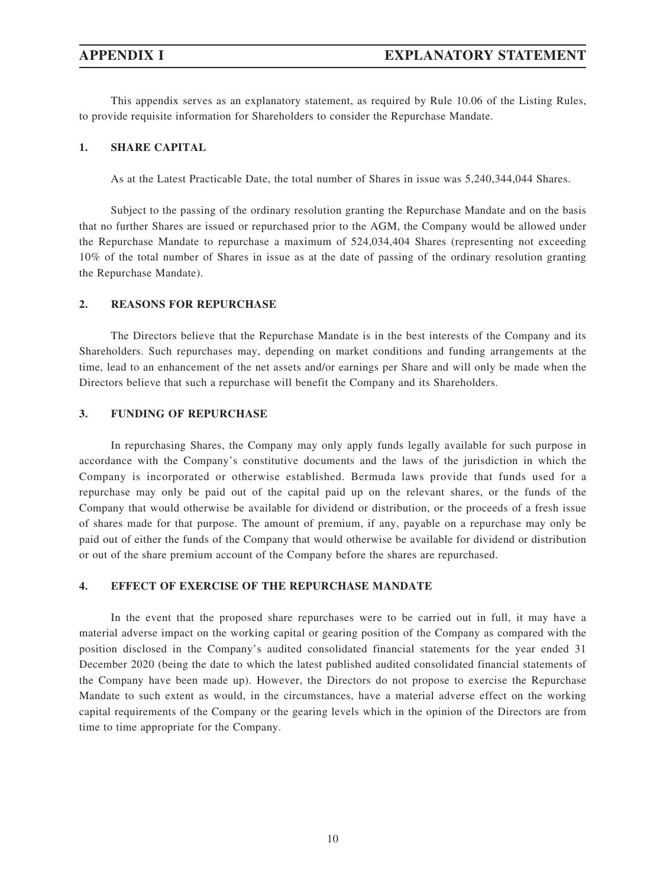# APPENDIX I — EXPLANATORY STATEMENT

This appendix serves as an explanatory statement, as required by Rule 10.06 of the Listing Rules, to provide requisite information for Shareholders to consider the Repurchase Mandate.

## 1. SHARE CAPITAL

As at the Latest Practicable Date, the total number of Shares in issue was 5,240,344,044 Shares.

Subject to the passing of the ordinary resolution granting the Repurchase Mandate and on the basis that no further Shares are issued or repurchased prior to the AGM, the Company would be allowed under the Repurchase Mandate to repurchase a maximum of 524,034,404 Shares (representing not exceeding 10% of the total number of Shares in issue as at the date of passing of the ordinary resolution granting the Repurchase Mandate).

## 2. REASONS FOR REPURCHASE

The Directors believe that the Repurchase Mandate is in the best interests of the Company and its Shareholders. Such repurchases may, depending on market conditions and funding arrangements at the time, lead to an enhancement of the net assets and/or earnings per Share and will only be made when the Directors believe that such a repurchase will benefit the Company and its Shareholders.

## 3. FUNDING OF REPURCHASE

In repurchasing Shares, the Company may only apply funds legally available for such purpose in accordance with the Company's constitutive documents and the laws of the jurisdiction in which the Company is incorporated or otherwise established. Bermuda laws provide that funds used for a repurchase may only be paid out of the capital paid up on the relevant shares, or the funds of the Company that would otherwise be available for dividend or distribution, or the proceeds of a fresh issue of shares made for that purpose. The amount of premium, if any, payable on a repurchase may only be paid out of either the funds of the Company that would otherwise be available for dividend or distribution or out of the share premium account of the Company before the shares are repurchased.

## 4. EFFECT OF EXERCISE OF THE REPURCHASE MANDATE

In the event that the proposed share repurchases were to be carried out in full, it may have a material adverse impact on the working capital or gearing position of the Company as compared with the position disclosed in the Company's audited consolidated financial statements for the year ended 31 December 2020 (being the date to which the latest published audited consolidated financial statements of the Company have been made up). However, the Directors do not propose to exercise the Repurchase Mandate to such extent as would, in the circumstances, have a material adverse effect on the working capital requirements of the Company or the gearing levels which in the opinion of the Directors are from time to time appropriate for the Company.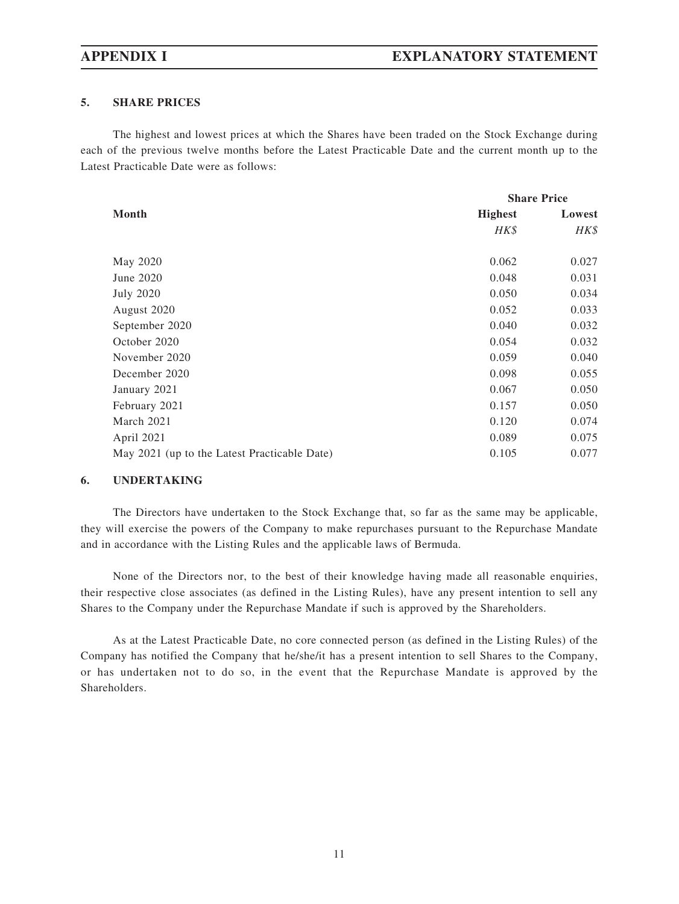## 5. SHARE PRICES

The highest and lowest prices at which the Shares have been traded on the Stock Exchange during each of the previous twelve months before the Latest Practicable Date and the current month up to the Latest Practicable Date were as follows:

| Month | Share Price | |
|---|---|---|
| | **Highest** | **Lowest** |
| | *HK$* | *HK$* |
| May 2020 | 0.062 | 0.027 |
| June 2020 | 0.048 | 0.031 |
| July 2020 | 0.050 | 0.034 |
| August 2020 | 0.052 | 0.033 |
| September 2020 | 0.040 | 0.032 |
| October 2020 | 0.054 | 0.032 |
| November 2020 | 0.059 | 0.040 |
| December 2020 | 0.098 | 0.055 |
| January 2021 | 0.067 | 0.050 |
| February 2021 | 0.157 | 0.050 |
| March 2021 | 0.120 | 0.074 |
| April 2021 | 0.089 | 0.075 |
| May 2021 (up to the Latest Practicable Date) | 0.105 | 0.077 |

## 6. UNDERTAKING

The Directors have undertaken to the Stock Exchange that, so far as the same may be applicable, they will exercise the powers of the Company to make repurchases pursuant to the Repurchase Mandate and in accordance with the Listing Rules and the applicable laws of Bermuda.

None of the Directors nor, to the best of their knowledge having made all reasonable enquiries, their respective close associates (as defined in the Listing Rules), have any present intention to sell any Shares to the Company under the Repurchase Mandate if such is approved by the Shareholders.

As at the Latest Practicable Date, no core connected person (as defined in the Listing Rules) of the Company has notified the Company that he/she/it has a present intention to sell Shares to the Company, or has undertaken not to do so, in the event that the Repurchase Mandate is approved by the Shareholders.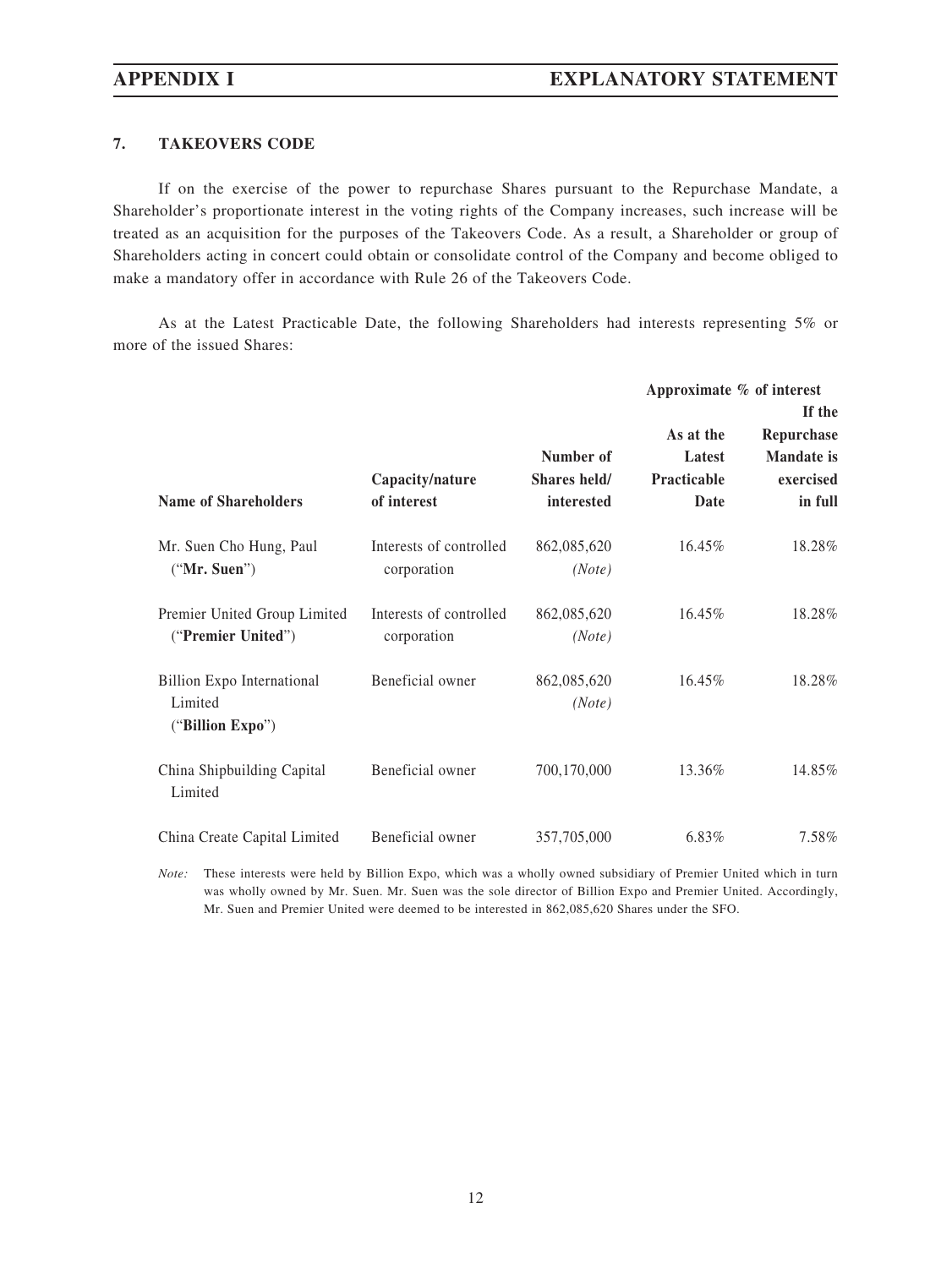## 7. TAKEOVERS CODE

If on the exercise of the power to repurchase Shares pursuant to the Repurchase Mandate, a Shareholder's proportionate interest in the voting rights of the Company increases, such increase will be treated as an acquisition for the purposes of the Takeovers Code. As a result, a Shareholder or group of Shareholders acting in concert could obtain or consolidate control of the Company and become obliged to make a mandatory offer in accordance with Rule 26 of the Takeovers Code.

As at the Latest Practicable Date, the following Shareholders had interests representing 5% or more of the issued Shares:

| | | | Approximate % of interest | |
|---|---|---|---|---|
| **Name of Shareholders** | **Capacity/nature of interest** | **Number of Shares held/ interested** | **As at the Latest Practicable Date** | **If the Repurchase Mandate is exercised in full** |
| Mr. Suen Cho Hung, Paul ("**Mr. Suen**") | Interests of controlled corporation | 862,085,620 *(Note)* | 16.45% | 18.28% |
| Premier United Group Limited ("**Premier United**") | Interests of controlled corporation | 862,085,620 *(Note)* | 16.45% | 18.28% |
| Billion Expo International Limited ("**Billion Expo**") | Beneficial owner | 862,085,620 *(Note)* | 16.45% | 18.28% |
| China Shipbuilding Capital Limited | Beneficial owner | 700,170,000 | 13.36% | 14.85% |
| China Create Capital Limited | Beneficial owner | 357,705,000 | 6.83% | 7.58% |

*Note:* These interests were held by Billion Expo, which was a wholly owned subsidiary of Premier United which in turn was wholly owned by Mr. Suen. Mr. Suen was the sole director of Billion Expo and Premier United. Accordingly, Mr. Suen and Premier United were deemed to be interested in 862,085,620 Shares under the SFO.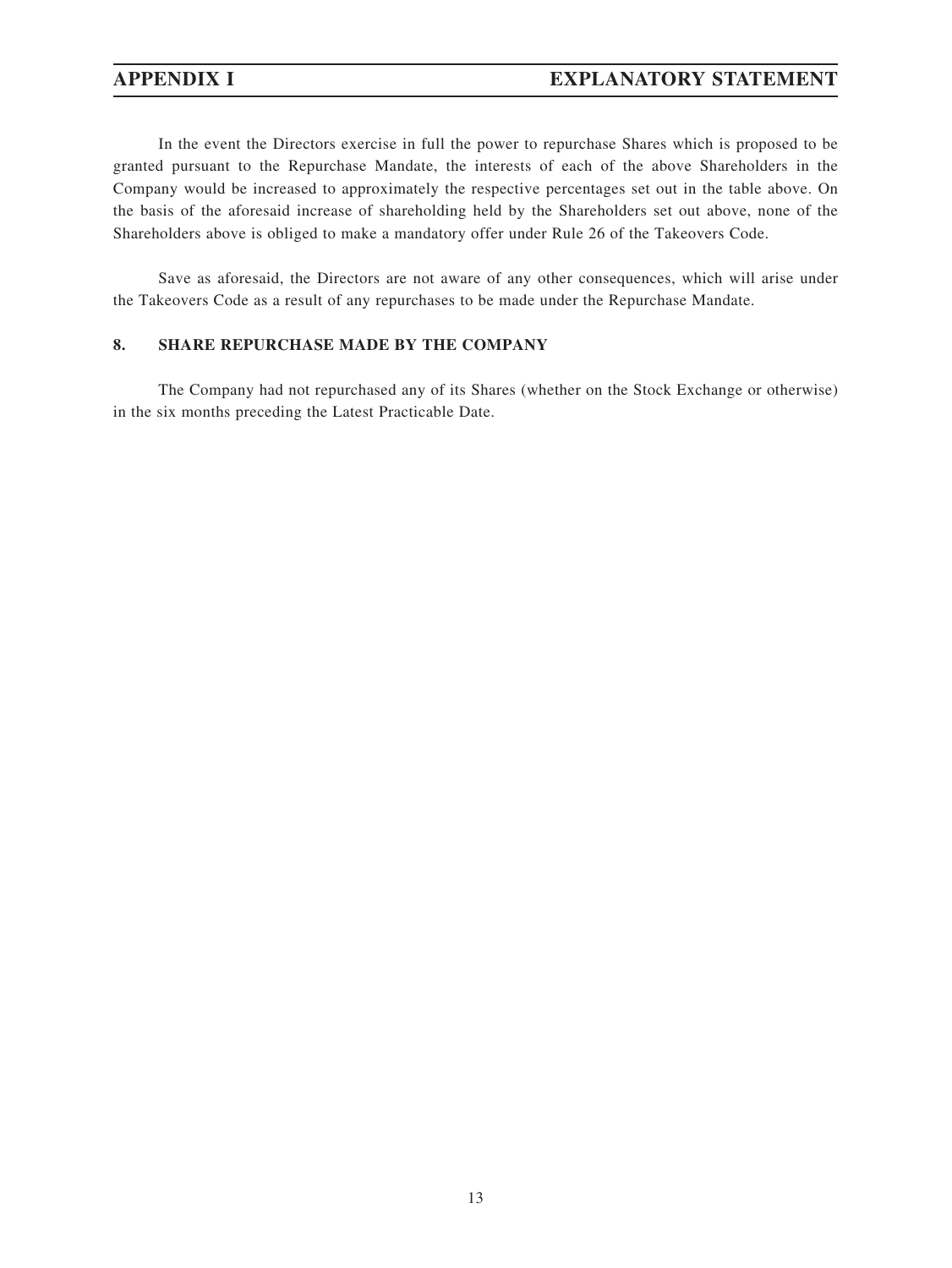In the event the Directors exercise in full the power to repurchase Shares which is proposed to be granted pursuant to the Repurchase Mandate, the interests of each of the above Shareholders in the Company would be increased to approximately the respective percentages set out in the table above. On the basis of the aforesaid increase of shareholding held by the Shareholders set out above, none of the Shareholders above is obliged to make a mandatory offer under Rule 26 of the Takeovers Code.

Save as aforesaid, the Directors are not aware of any other consequences, which will arise under the Takeovers Code as a result of any repurchases to be made under the Repurchase Mandate.

## 8. SHARE REPURCHASE MADE BY THE COMPANY

The Company had not repurchased any of its Shares (whether on the Stock Exchange or otherwise) in the six months preceding the Latest Practicable Date.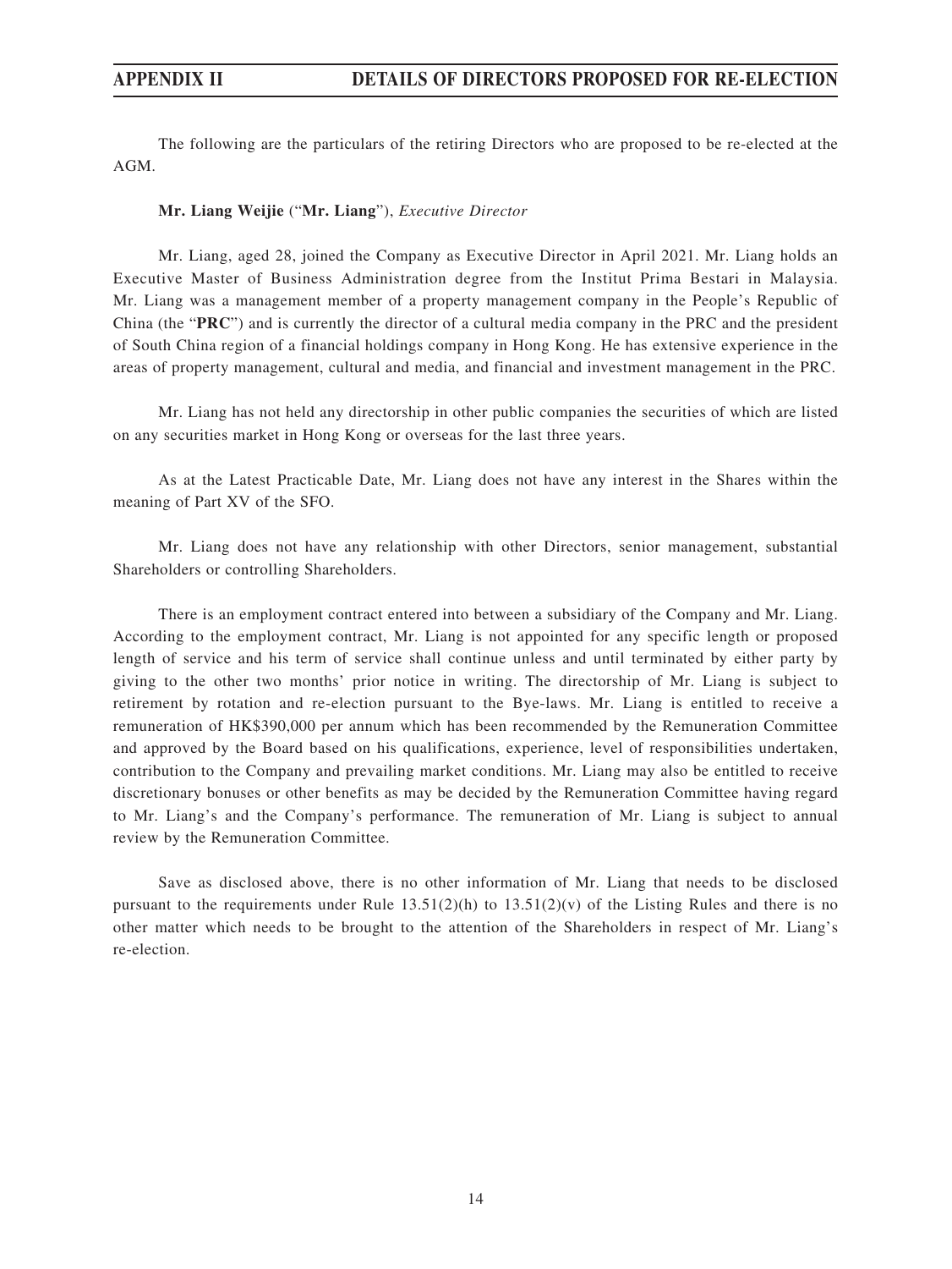# APPENDIX II — DETAILS OF DIRECTORS PROPOSED FOR RE-ELECTION

The following are the particulars of the retiring Directors who are proposed to be re-elected at the AGM.

**Mr. Liang Weijie** ("**Mr. Liang**"), *Executive Director*

Mr. Liang, aged 28, joined the Company as Executive Director in April 2021. Mr. Liang holds an Executive Master of Business Administration degree from the Institut Prima Bestari in Malaysia. Mr. Liang was a management member of a property management company in the People's Republic of China (the "**PRC**") and is currently the director of a cultural media company in the PRC and the president of South China region of a financial holdings company in Hong Kong. He has extensive experience in the areas of property management, cultural and media, and financial and investment management in the PRC.

Mr. Liang has not held any directorship in other public companies the securities of which are listed on any securities market in Hong Kong or overseas for the last three years.

As at the Latest Practicable Date, Mr. Liang does not have any interest in the Shares within the meaning of Part XV of the SFO.

Mr. Liang does not have any relationship with other Directors, senior management, substantial Shareholders or controlling Shareholders.

There is an employment contract entered into between a subsidiary of the Company and Mr. Liang. According to the employment contract, Mr. Liang is not appointed for any specific length or proposed length of service and his term of service shall continue unless and until terminated by either party by giving to the other two months' prior notice in writing. The directorship of Mr. Liang is subject to retirement by rotation and re-election pursuant to the Bye-laws. Mr. Liang is entitled to receive a remuneration of HK$390,000 per annum which has been recommended by the Remuneration Committee and approved by the Board based on his qualifications, experience, level of responsibilities undertaken, contribution to the Company and prevailing market conditions. Mr. Liang may also be entitled to receive discretionary bonuses or other benefits as may be decided by the Remuneration Committee having regard to Mr. Liang's and the Company's performance. The remuneration of Mr. Liang is subject to annual review by the Remuneration Committee.

Save as disclosed above, there is no other information of Mr. Liang that needs to be disclosed pursuant to the requirements under Rule 13.51(2)(h) to 13.51(2)(v) of the Listing Rules and there is no other matter which needs to be brought to the attention of the Shareholders in respect of Mr. Liang's re-election.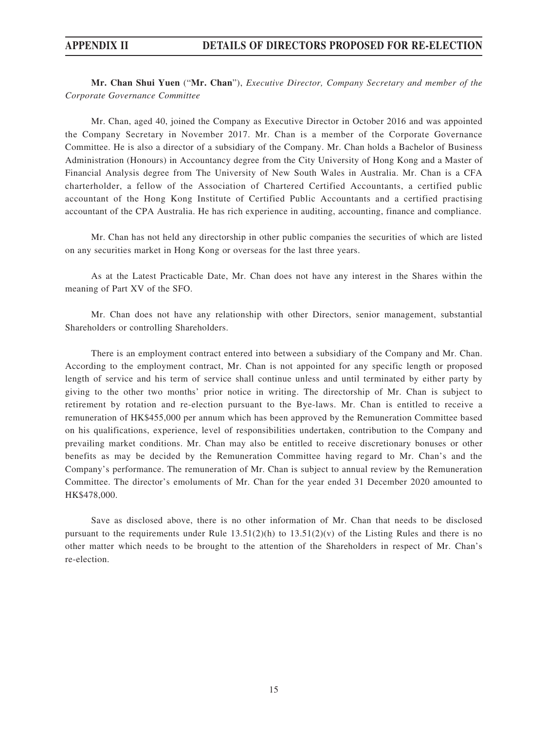**Mr. Chan Shui Yuen** ("**Mr. Chan**"), *Executive Director, Company Secretary and member of the Corporate Governance Committee*

Mr. Chan, aged 40, joined the Company as Executive Director in October 2016 and was appointed the Company Secretary in November 2017. Mr. Chan is a member of the Corporate Governance Committee. He is also a director of a subsidiary of the Company. Mr. Chan holds a Bachelor of Business Administration (Honours) in Accountancy degree from the City University of Hong Kong and a Master of Financial Analysis degree from The University of New South Wales in Australia. Mr. Chan is a CFA charterholder, a fellow of the Association of Chartered Certified Accountants, a certified public accountant of the Hong Kong Institute of Certified Public Accountants and a certified practising accountant of the CPA Australia. He has rich experience in auditing, accounting, finance and compliance.

Mr. Chan has not held any directorship in other public companies the securities of which are listed on any securities market in Hong Kong or overseas for the last three years.

As at the Latest Practicable Date, Mr. Chan does not have any interest in the Shares within the meaning of Part XV of the SFO.

Mr. Chan does not have any relationship with other Directors, senior management, substantial Shareholders or controlling Shareholders.

There is an employment contract entered into between a subsidiary of the Company and Mr. Chan. According to the employment contract, Mr. Chan is not appointed for any specific length or proposed length of service and his term of service shall continue unless and until terminated by either party by giving to the other two months' prior notice in writing. The directorship of Mr. Chan is subject to retirement by rotation and re-election pursuant to the Bye-laws. Mr. Chan is entitled to receive a remuneration of HK$455,000 per annum which has been approved by the Remuneration Committee based on his qualifications, experience, level of responsibilities undertaken, contribution to the Company and prevailing market conditions. Mr. Chan may also be entitled to receive discretionary bonuses or other benefits as may be decided by the Remuneration Committee having regard to Mr. Chan's and the Company's performance. The remuneration of Mr. Chan is subject to annual review by the Remuneration Committee. The director's emoluments of Mr. Chan for the year ended 31 December 2020 amounted to HK$478,000.

Save as disclosed above, there is no other information of Mr. Chan that needs to be disclosed pursuant to the requirements under Rule 13.51(2)(h) to 13.51(2)(v) of the Listing Rules and there is no other matter which needs to be brought to the attention of the Shareholders in respect of Mr. Chan's re-election.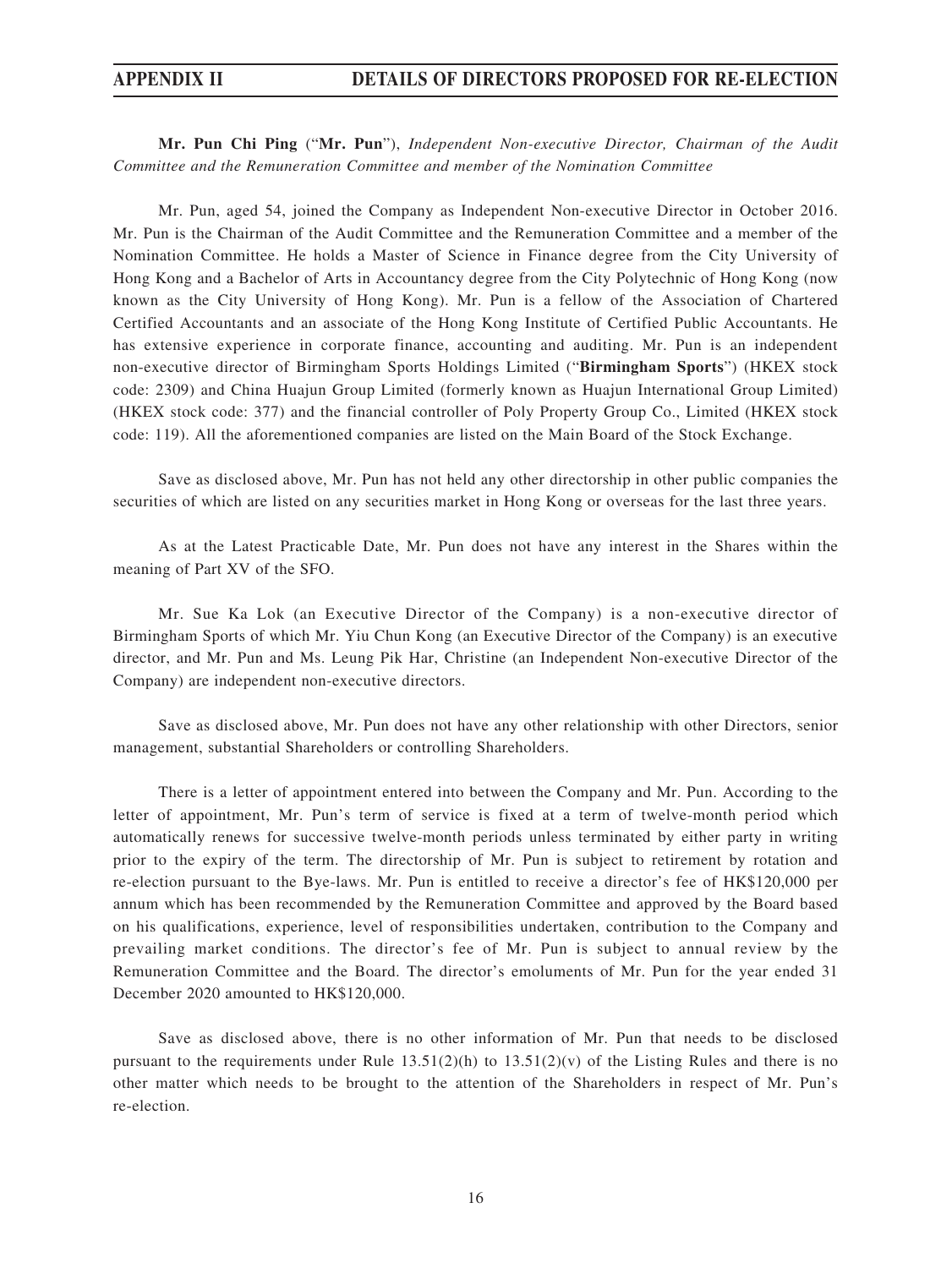**Mr. Pun Chi Ping** ("**Mr. Pun**"), *Independent Non-executive Director, Chairman of the Audit Committee and the Remuneration Committee and member of the Nomination Committee*

Mr. Pun, aged 54, joined the Company as Independent Non-executive Director in October 2016. Mr. Pun is the Chairman of the Audit Committee and the Remuneration Committee and a member of the Nomination Committee. He holds a Master of Science in Finance degree from the City University of Hong Kong and a Bachelor of Arts in Accountancy degree from the City Polytechnic of Hong Kong (now known as the City University of Hong Kong). Mr. Pun is a fellow of the Association of Chartered Certified Accountants and an associate of the Hong Kong Institute of Certified Public Accountants. He has extensive experience in corporate finance, accounting and auditing. Mr. Pun is an independent non-executive director of Birmingham Sports Holdings Limited ("**Birmingham Sports**") (HKEX stock code: 2309) and China Huajun Group Limited (formerly known as Huajun International Group Limited) (HKEX stock code: 377) and the financial controller of Poly Property Group Co., Limited (HKEX stock code: 119). All the aforementioned companies are listed on the Main Board of the Stock Exchange.

Save as disclosed above, Mr. Pun has not held any other directorship in other public companies the securities of which are listed on any securities market in Hong Kong or overseas for the last three years.

As at the Latest Practicable Date, Mr. Pun does not have any interest in the Shares within the meaning of Part XV of the SFO.

Mr. Sue Ka Lok (an Executive Director of the Company) is a non-executive director of Birmingham Sports of which Mr. Yiu Chun Kong (an Executive Director of the Company) is an executive director, and Mr. Pun and Ms. Leung Pik Har, Christine (an Independent Non-executive Director of the Company) are independent non-executive directors.

Save as disclosed above, Mr. Pun does not have any other relationship with other Directors, senior management, substantial Shareholders or controlling Shareholders.

There is a letter of appointment entered into between the Company and Mr. Pun. According to the letter of appointment, Mr. Pun's term of service is fixed at a term of twelve-month period which automatically renews for successive twelve-month periods unless terminated by either party in writing prior to the expiry of the term. The directorship of Mr. Pun is subject to retirement by rotation and re-election pursuant to the Bye-laws. Mr. Pun is entitled to receive a director's fee of HK$120,000 per annum which has been recommended by the Remuneration Committee and approved by the Board based on his qualifications, experience, level of responsibilities undertaken, contribution to the Company and prevailing market conditions. The director's fee of Mr. Pun is subject to annual review by the Remuneration Committee and the Board. The director's emoluments of Mr. Pun for the year ended 31 December 2020 amounted to HK$120,000.

Save as disclosed above, there is no other information of Mr. Pun that needs to be disclosed pursuant to the requirements under Rule 13.51(2)(h) to 13.51(2)(v) of the Listing Rules and there is no other matter which needs to be brought to the attention of the Shareholders in respect of Mr. Pun's re-election.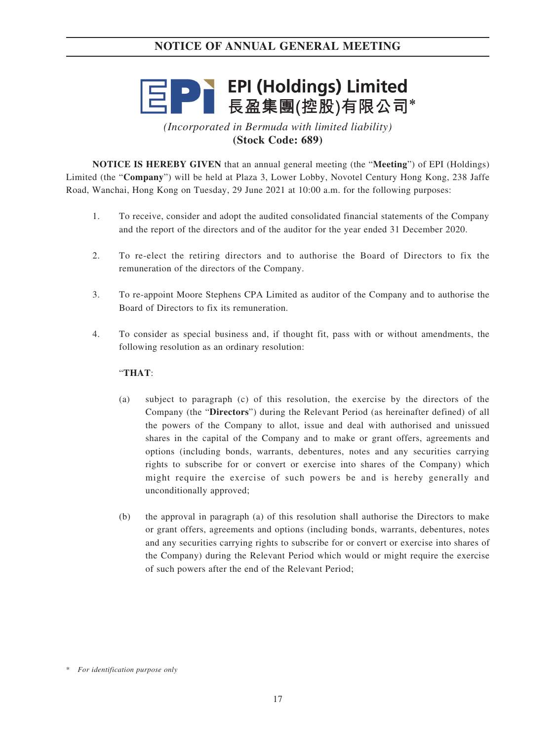# NOTICE OF ANNUAL GENERAL MEETING

**EPI (Holdings) Limited**
**長盈集團(控股)有限公司***

*(Incorporated in Bermuda with limited liability)*
**(Stock Code: 689)**

**NOTICE IS HEREBY GIVEN** that an annual general meeting (the "**Meeting**") of EPI (Holdings) Limited (the "**Company**") will be held at Plaza 3, Lower Lobby, Novotel Century Hong Kong, 238 Jaffe Road, Wanchai, Hong Kong on Tuesday, 29 June 2021 at 10:00 a.m. for the following purposes:

1. To receive, consider and adopt the audited consolidated financial statements of the Company and the report of the directors and of the auditor for the year ended 31 December 2020.

2. To re-elect the retiring directors and to authorise the Board of Directors to fix the remuneration of the directors of the Company.

3. To re-appoint Moore Stephens CPA Limited as auditor of the Company and to authorise the Board of Directors to fix its remuneration.

4. To consider as special business and, if thought fit, pass with or without amendments, the following resolution as an ordinary resolution:

   "**THAT**:

   (a) subject to paragraph (c) of this resolution, the exercise by the directors of the Company (the "**Directors**") during the Relevant Period (as hereinafter defined) of all the powers of the Company to allot, issue and deal with authorised and unissued shares in the capital of the Company and to make or grant offers, agreements and options (including bonds, warrants, debentures, notes and any securities carrying rights to subscribe for or convert or exercise into shares of the Company) which might require the exercise of such powers be and is hereby generally and unconditionally approved;

   (b) the approval in paragraph (a) of this resolution shall authorise the Directors to make or grant offers, agreements and options (including bonds, warrants, debentures, notes and any securities carrying rights to subscribe for or convert or exercise into shares of the Company) during the Relevant Period which would or might require the exercise of such powers after the end of the Relevant Period;

\* *For identification purpose only*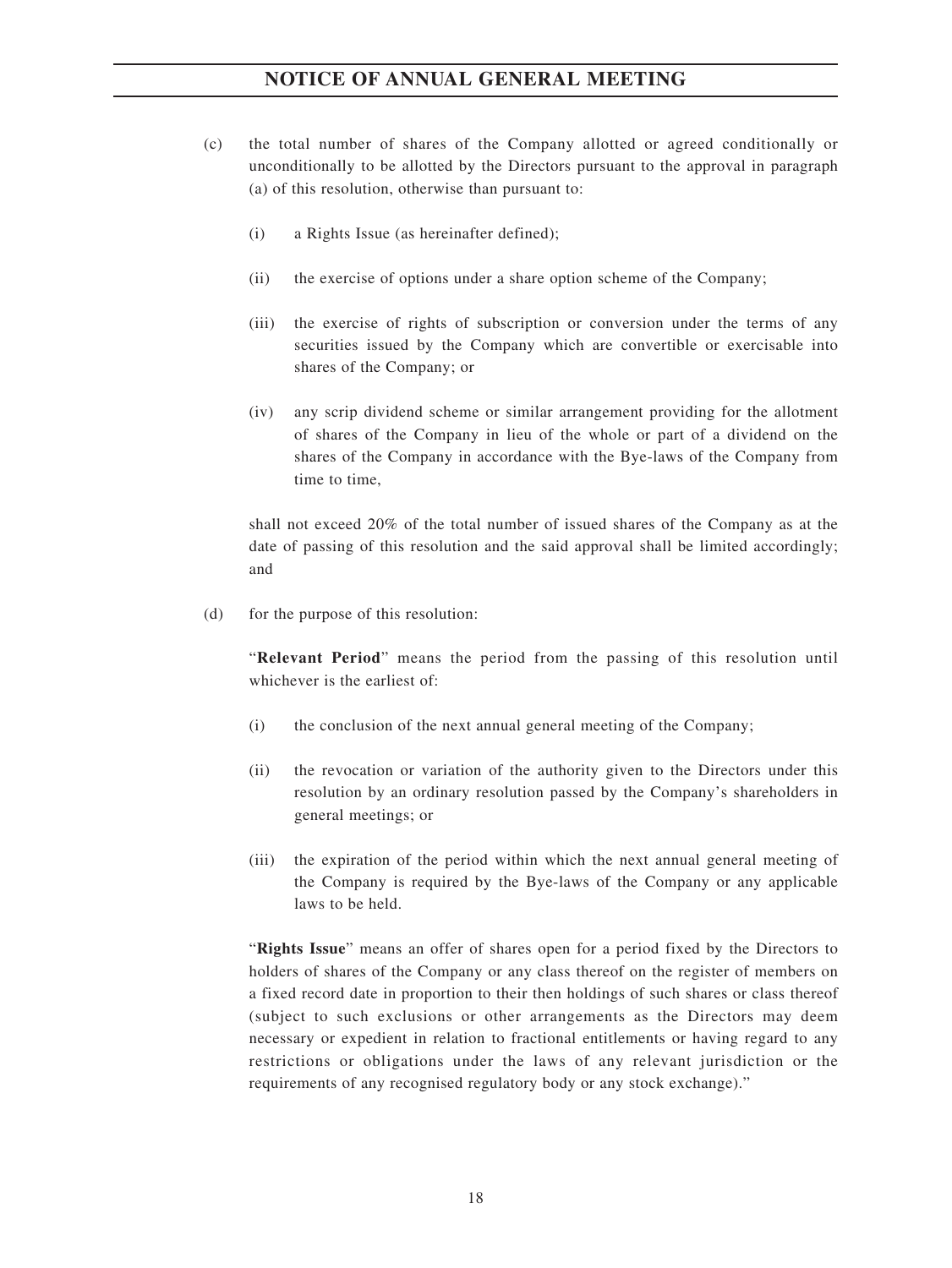(c) the total number of shares of the Company allotted or agreed conditionally or unconditionally to be allotted by the Directors pursuant to the approval in paragraph (a) of this resolution, otherwise than pursuant to:

  (i) a Rights Issue (as hereinafter defined);

  (ii) the exercise of options under a share option scheme of the Company;

  (iii) the exercise of rights of subscription or conversion under the terms of any securities issued by the Company which are convertible or exercisable into shares of the Company; or

  (iv) any scrip dividend scheme or similar arrangement providing for the allotment of shares of the Company in lieu of the whole or part of a dividend on the shares of the Company in accordance with the Bye-laws of the Company from time to time,

  shall not exceed 20% of the total number of issued shares of the Company as at the date of passing of this resolution and the said approval shall be limited accordingly; and

(d) for the purpose of this resolution:

  "**Relevant Period**" means the period from the passing of this resolution until whichever is the earliest of:

  (i) the conclusion of the next annual general meeting of the Company;

  (ii) the revocation or variation of the authority given to the Directors under this resolution by an ordinary resolution passed by the Company's shareholders in general meetings; or

  (iii) the expiration of the period within which the next annual general meeting of the Company is required by the Bye-laws of the Company or any applicable laws to be held.

  "**Rights Issue**" means an offer of shares open for a period fixed by the Directors to holders of shares of the Company or any class thereof on the register of members on a fixed record date in proportion to their then holdings of such shares or class thereof (subject to such exclusions or other arrangements as the Directors may deem necessary or expedient in relation to fractional entitlements or having regard to any restrictions or obligations under the laws of any relevant jurisdiction or the requirements of any recognised regulatory body or any stock exchange)."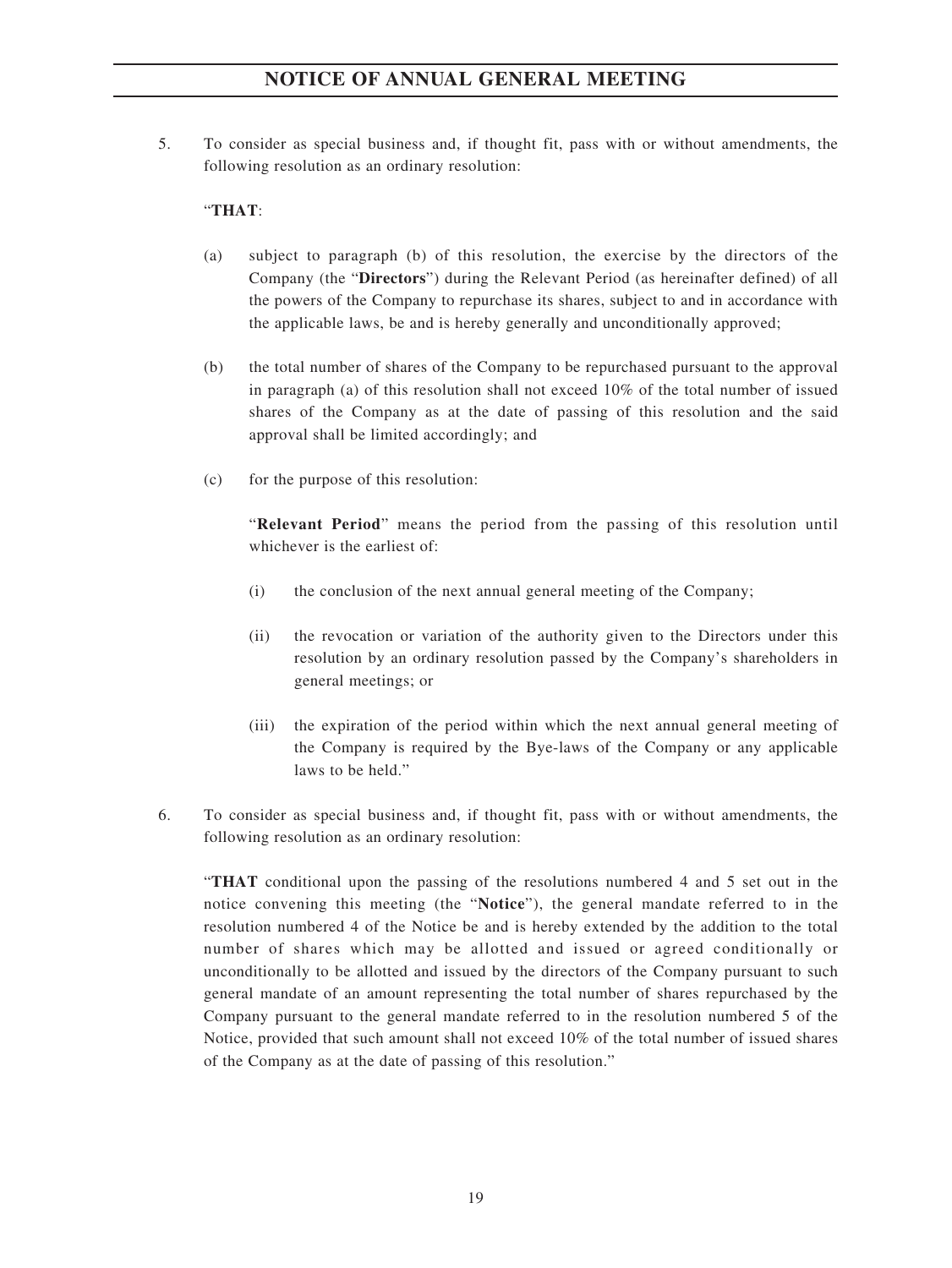5. To consider as special business and, if thought fit, pass with or without amendments, the following resolution as an ordinary resolution:

   "**THAT**:

   (a) subject to paragraph (b) of this resolution, the exercise by the directors of the Company (the "**Directors**") during the Relevant Period (as hereinafter defined) of all the powers of the Company to repurchase its shares, subject to and in accordance with the applicable laws, be and is hereby generally and unconditionally approved;

   (b) the total number of shares of the Company to be repurchased pursuant to the approval in paragraph (a) of this resolution shall not exceed 10% of the total number of issued shares of the Company as at the date of passing of this resolution and the said approval shall be limited accordingly; and

   (c) for the purpose of this resolution:

   "**Relevant Period**" means the period from the passing of this resolution until whichever is the earliest of:

   (i) the conclusion of the next annual general meeting of the Company;

   (ii) the revocation or variation of the authority given to the Directors under this resolution by an ordinary resolution passed by the Company's shareholders in general meetings; or

   (iii) the expiration of the period within which the next annual general meeting of the Company is required by the Bye-laws of the Company or any applicable laws to be held."

6. To consider as special business and, if thought fit, pass with or without amendments, the following resolution as an ordinary resolution:

   "**THAT** conditional upon the passing of the resolutions numbered 4 and 5 set out in the notice convening this meeting (the "**Notice**"), the general mandate referred to in the resolution numbered 4 of the Notice be and is hereby extended by the addition to the total number of shares which may be allotted and issued or agreed conditionally or unconditionally to be allotted and issued by the directors of the Company pursuant to such general mandate of an amount representing the total number of shares repurchased by the Company pursuant to the general mandate referred to in the resolution numbered 5 of the Notice, provided that such amount shall not exceed 10% of the total number of issued shares of the Company as at the date of passing of this resolution."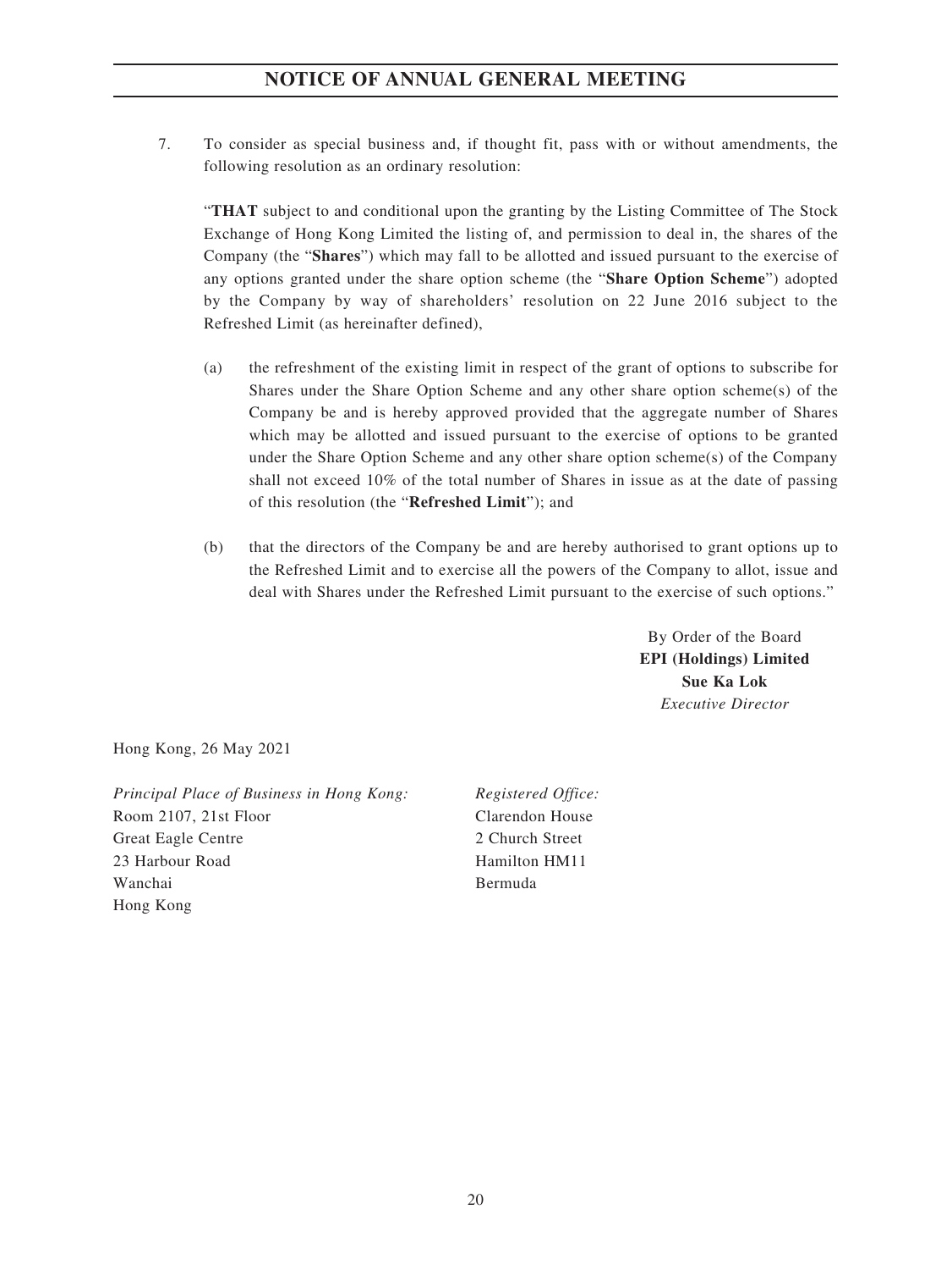7. To consider as special business and, if thought fit, pass with or without amendments, the following resolution as an ordinary resolution:

   "**THAT** subject to and conditional upon the granting by the Listing Committee of The Stock Exchange of Hong Kong Limited the listing of, and permission to deal in, the shares of the Company (the "**Shares**") which may fall to be allotted and issued pursuant to the exercise of any options granted under the share option scheme (the "**Share Option Scheme**") adopted by the Company by way of shareholders' resolution on 22 June 2016 subject to the Refreshed Limit (as hereinafter defined),

   (a) the refreshment of the existing limit in respect of the grant of options to subscribe for Shares under the Share Option Scheme and any other share option scheme(s) of the Company be and is hereby approved provided that the aggregate number of Shares which may be allotted and issued pursuant to the exercise of options to be granted under the Share Option Scheme and any other share option scheme(s) of the Company shall not exceed 10% of the total number of Shares in issue as at the date of passing of this resolution (the "**Refreshed Limit**"); and

   (b) that the directors of the Company be and are hereby authorised to grant options up to the Refreshed Limit and to exercise all the powers of the Company to allot, issue and deal with Shares under the Refreshed Limit pursuant to the exercise of such options."

By Order of the Board
**EPI (Holdings) Limited**
**Sue Ka Lok**
*Executive Director*

Hong Kong, 26 May 2021

*Principal Place of Business in Hong Kong:*
Room 2107, 21st Floor
Great Eagle Centre
23 Harbour Road
Wanchai
Hong Kong

*Registered Office:*
Clarendon House
2 Church Street
Hamilton HM11
Bermuda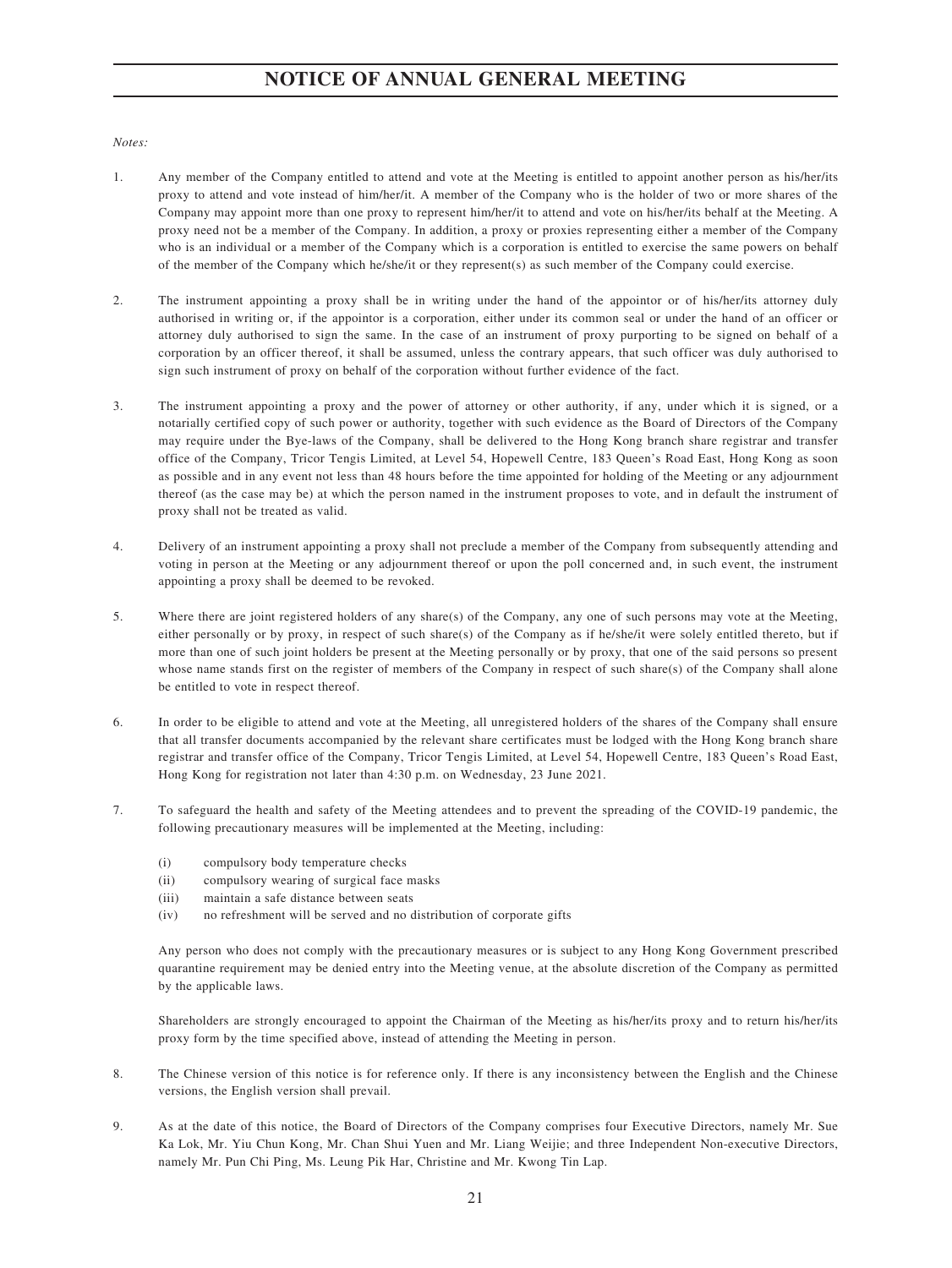# NOTICE OF ANNUAL GENERAL MEETING

*Notes:*

1. Any member of the Company entitled to attend and vote at the Meeting is entitled to appoint another person as his/her/its proxy to attend and vote instead of him/her/it. A member of the Company who is the holder of two or more shares of the Company may appoint more than one proxy to represent him/her/it to attend and vote on his/her/its behalf at the Meeting. A proxy need not be a member of the Company. In addition, a proxy or proxies representing either a member of the Company who is an individual or a member of the Company which is a corporation is entitled to exercise the same powers on behalf of the member of the Company which he/she/it or they represent(s) as such member of the Company could exercise.

2. The instrument appointing a proxy shall be in writing under the hand of the appointor or of his/her/its attorney duly authorised in writing or, if the appointor is a corporation, either under its common seal or under the hand of an officer or attorney duly authorised to sign the same. In the case of an instrument of proxy purporting to be signed on behalf of a corporation by an officer thereof, it shall be assumed, unless the contrary appears, that such officer was duly authorised to sign such instrument of proxy on behalf of the corporation without further evidence of the fact.

3. The instrument appointing a proxy and the power of attorney or other authority, if any, under which it is signed, or a notarially certified copy of such power or authority, together with such evidence as the Board of Directors of the Company may require under the Bye-laws of the Company, shall be delivered to the Hong Kong branch share registrar and transfer office of the Company, Tricor Tengis Limited, at Level 54, Hopewell Centre, 183 Queen's Road East, Hong Kong as soon as possible and in any event not less than 48 hours before the time appointed for holding of the Meeting or any adjournment thereof (as the case may be) at which the person named in the instrument proposes to vote, and in default the instrument of proxy shall not be treated as valid.

4. Delivery of an instrument appointing a proxy shall not preclude a member of the Company from subsequently attending and voting in person at the Meeting or any adjournment thereof or upon the poll concerned and, in such event, the instrument appointing a proxy shall be deemed to be revoked.

5. Where there are joint registered holders of any share(s) of the Company, any one of such persons may vote at the Meeting, either personally or by proxy, in respect of such share(s) of the Company as if he/she/it were solely entitled thereto, but if more than one of such joint holders be present at the Meeting personally or by proxy, that one of the said persons so present whose name stands first on the register of members of the Company in respect of such share(s) of the Company shall alone be entitled to vote in respect thereof.

6. In order to be eligible to attend and vote at the Meeting, all unregistered holders of the shares of the Company shall ensure that all transfer documents accompanied by the relevant share certificates must be lodged with the Hong Kong branch share registrar and transfer office of the Company, Tricor Tengis Limited, at Level 54, Hopewell Centre, 183 Queen's Road East, Hong Kong for registration not later than 4:30 p.m. on Wednesday, 23 June 2021.

7. To safeguard the health and safety of the Meeting attendees and to prevent the spreading of the COVID-19 pandemic, the following precautionary measures will be implemented at the Meeting, including:

   (i) compulsory body temperature checks
   
   (ii) compulsory wearing of surgical face masks
   
   (iii) maintain a safe distance between seats
   
   (iv) no refreshment will be served and no distribution of corporate gifts

   Any person who does not comply with the precautionary measures or is subject to any Hong Kong Government prescribed quarantine requirement may be denied entry into the Meeting venue, at the absolute discretion of the Company as permitted by the applicable laws.

   Shareholders are strongly encouraged to appoint the Chairman of the Meeting as his/her/its proxy and to return his/her/its proxy form by the time specified above, instead of attending the Meeting in person.

8. The Chinese version of this notice is for reference only. If there is any inconsistency between the English and the Chinese versions, the English version shall prevail.

9. As at the date of this notice, the Board of Directors of the Company comprises four Executive Directors, namely Mr. Sue Ka Lok, Mr. Yiu Chun Kong, Mr. Chan Shui Yuen and Mr. Liang Weijie; and three Independent Non-executive Directors, namely Mr. Pun Chi Ping, Ms. Leung Pik Har, Christine and Mr. Kwong Tin Lap.